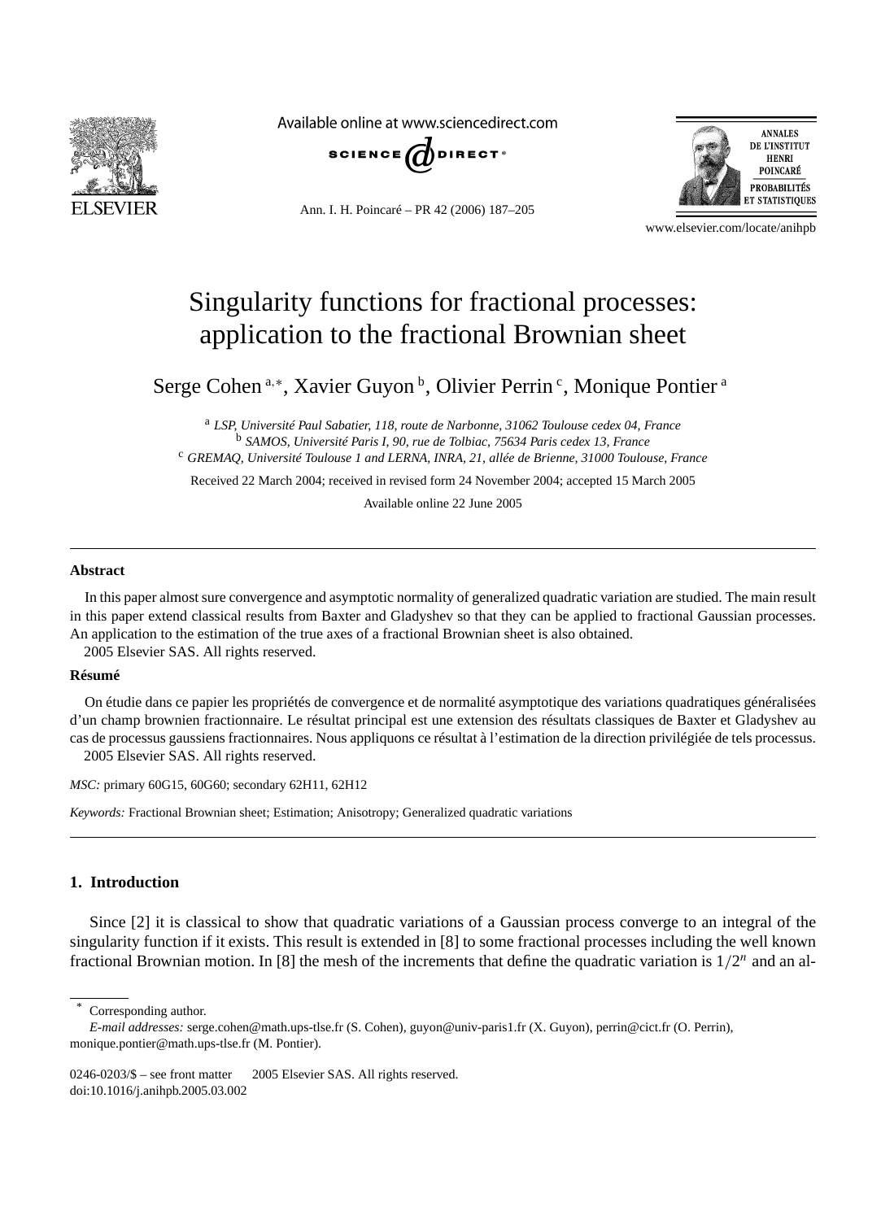# Singularity functions for fractional processes: application to the fractional Brownian sheet

Serge Cohen [a,*], Xavier Guyon [b], Olivier Perrin [c], Monique Pontier [a]

[a] *LSP, Université Paul Sabatier, 118, route de Narbonne, 31062 Toulouse cedex 04, France*
[b] *SAMOS, Université Paris I, 90, rue de Tolbiac, 75634 Paris cedex 13, France*
[c] *GREMAQ, Université Toulouse 1 and LERNA, INRA, 21, allée de Brienne, 31000 Toulouse, France*

Received 22 March 2004; received in revised form 24 November 2004; accepted 15 March 2005

Available online 22 June 2005

---

**Abstract**

In this paper almost sure convergence and asymptotic normality of generalized quadratic variation are studied. The main result in this paper extend classical results from Baxter and Gladyshev so that they can be applied to fractional Gaussian processes. An application to the estimation of the true axes of a fractional Brownian sheet is also obtained.
2005 Elsevier SAS. All rights reserved.

**Résumé**

On étudie dans ce papier les propriétés de convergence et de normalité asymptotique des variations quadratiques généralisées d'un champ brownien fractionnaire. Le résultat principal est une extension des résultats classiques de Baxter et Gladyshev au cas de processus gaussiens fractionnaires. Nous appliquons ce résultat à l'estimation de la direction privilégiée de tels processus.
2005 Elsevier SAS. All rights reserved.

*MSC:* primary 60G15, 60G60; secondary 62H11, 62H12

*Keywords:* Fractional Brownian sheet; Estimation; Anisotropy; Generalized quadratic variations

---

## 1. Introduction

Since [2] it is classical to show that quadratic variations of a Gaussian process converge to an integral of the singularity function if it exists. This result is extended in [8] to some fractional processes including the well known fractional Brownian motion. In [8] the mesh of the increments that define the quadratic variation is $1/2^n$ and an al-

---

\* Corresponding author.
*E-mail addresses:* serge.cohen@math.ups-tlse.fr (S. Cohen), guyon@univ-paris1.fr (X. Guyon), perrin@cict.fr (O. Perrin), monique.pontier@math.ups-tlse.fr (M. Pontier).

0246-0203/$ – see front matter 2005 Elsevier SAS. All rights reserved.
doi:10.1016/j.anihpb.2005.03.002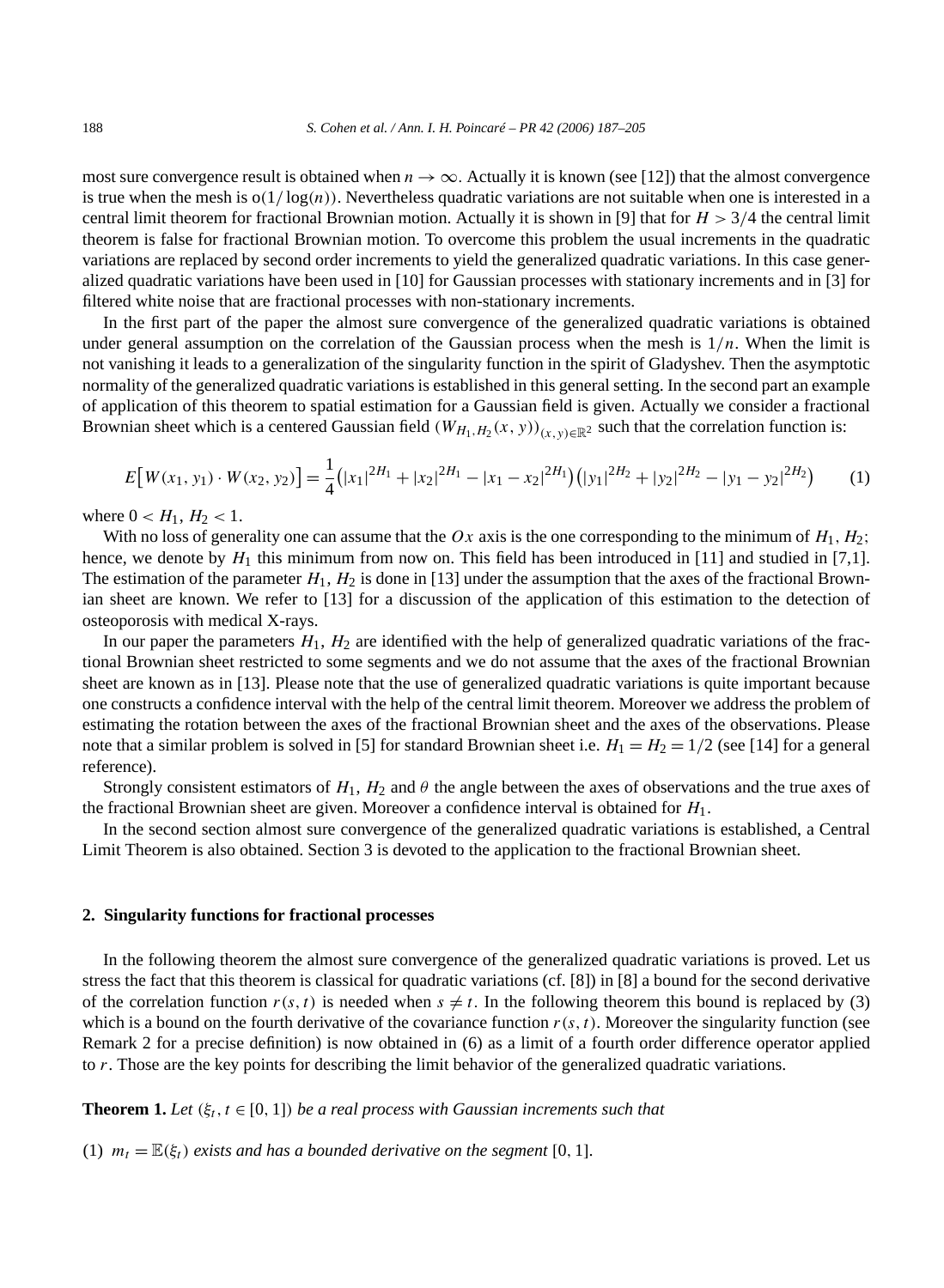most sure convergence result is obtained when $n \to \infty$. Actually it is known (see [12]) that the almost convergence is true when the mesh is $o(1/\log(n))$. Nevertheless quadratic variations are not suitable when one is interested in a central limit theorem for fractional Brownian motion. Actually it is shown in [9] that for $H > 3/4$ the central limit theorem is false for fractional Brownian motion. To overcome this problem the usual increments in the quadratic variations are replaced by second order increments to yield the generalized quadratic variations. In this case generalized quadratic variations have been used in [10] for Gaussian processes with stationary increments and in [3] for filtered white noise that are fractional processes with non-stationary increments.

In the first part of the paper the almost sure convergence of the generalized quadratic variations is obtained under general assumption on the correlation of the Gaussian process when the mesh is $1/n$. When the limit is not vanishing it leads to a generalization of the singularity function in the spirit of Gladyshev. Then the asymptotic normality of the generalized quadratic variations is established in this general setting. In the second part an example of application of this theorem to spatial estimation for a Gaussian field is given. Actually we consider a fractional Brownian sheet which is a centered Gaussian field $(W_{H_1,H_2}(x,y))_{(x,y)\in\mathbb{R}^2}$ such that the correlation function is:

$$E\big[W(x_1,y_1)\cdot W(x_2,y_2)\big] = \frac{1}{4}\big(|x_1|^{2H_1} + |x_2|^{2H_1} - |x_1-x_2|^{2H_1}\big)\big(|y_1|^{2H_2} + |y_2|^{2H_2} - |y_1-y_2|^{2H_2}\big) \tag{1}$$

where $0 < H_1, H_2 < 1$.

With no loss of generality one can assume that the $Ox$ axis is the one corresponding to the minimum of $H_1, H_2$; hence, we denote by $H_1$ this minimum from now on. This field has been introduced in [11] and studied in [7,1]. The estimation of the parameter $H_1, H_2$ is done in [13] under the assumption that the axes of the fractional Brownian sheet are known. We refer to [13] for a discussion of the application of this estimation to the detection of osteoporosis with medical X-rays.

In our paper the parameters $H_1, H_2$ are identified with the help of generalized quadratic variations of the fractional Brownian sheet restricted to some segments and we do not assume that the axes of the fractional Brownian sheet are known as in [13]. Please note that the use of generalized quadratic variations is quite important because one constructs a confidence interval with the help of the central limit theorem. Moreover we address the problem of estimating the rotation between the axes of the fractional Brownian sheet and the axes of the observations. Please note that a similar problem is solved in [5] for standard Brownian sheet i.e. $H_1 = H_2 = 1/2$ (see [14] for a general reference).

Strongly consistent estimators of $H_1, H_2$ and $\theta$ the angle between the axes of observations and the true axes of the fractional Brownian sheet are given. Moreover a confidence interval is obtained for $H_1$.

In the second section almost sure convergence of the generalized quadratic variations is established, a Central Limit Theorem is also obtained. Section 3 is devoted to the application to the fractional Brownian sheet.

## 2. Singularity functions for fractional processes

In the following theorem the almost sure convergence of the generalized quadratic variations is proved. Let us stress the fact that this theorem is classical for quadratic variations (cf. [8]) in [8] a bound for the second derivative of the correlation function $r(s,t)$ is needed when $s \neq t$. In the following theorem this bound is replaced by (3) which is a bound on the fourth derivative of the covariance function $r(s,t)$. Moreover the singularity function (see Remark 2 for a precise definition) is now obtained in (6) as a limit of a fourth order difference operator applied to $r$. Those are the key points for describing the limit behavior of the generalized quadratic variations.

**Theorem 1.** *Let $(\xi_t, t \in [0,1])$ be a real process with Gaussian increments such that*

(1) *$m_t = \mathbb{E}(\xi_t)$ exists and has a bounded derivative on the segment $[0,1]$.*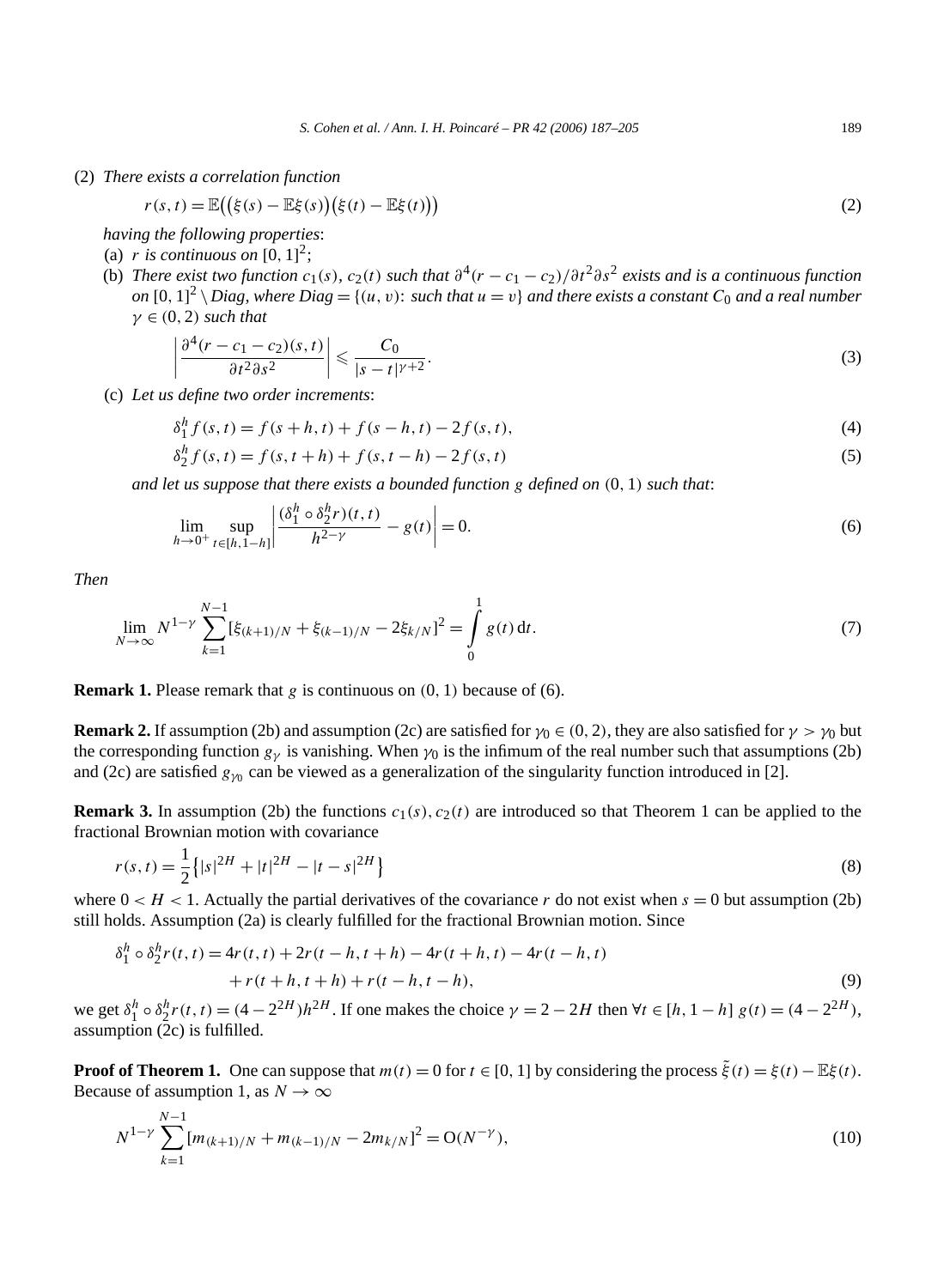(2) *There exists a correlation function*

$$r(s,t) = \mathbb{E}\big(\big(\xi(s) - \mathbb{E}\xi(s)\big)\big(\xi(t) - \mathbb{E}\xi(t)\big)\big) \tag{2}$$

*having the following properties*:

(a) $r$ *is continuous on* $[0,1]^2$;

(b) *There exist two function* $c_1(s)$, $c_2(t)$ *such that* $\partial^4(r - c_1 - c_2)/\partial t^2 \partial s^2$ *exists and is a continuous function on* $[0,1]^2 \setminus Diag$, *where* $Diag = \{(u,v)$: *such that* $u = v\}$ *and there exists a constant* $C_0$ *and a real number* $\gamma \in (0,2)$ *such that*

$$\left| \frac{\partial^4 (r - c_1 - c_2)(s,t)}{\partial t^2 \partial s^2} \right| \leqslant \frac{C_0}{|s-t|^{\gamma+2}}. \tag{3}$$

(c) *Let us define two order increments*:

$$\delta_1^h f(s,t) = f(s+h,t) + f(s-h,t) - 2f(s,t), \tag{4}$$

$$\delta_2^h f(s,t) = f(s,t+h) + f(s,t-h) - 2f(s,t) \tag{5}$$

*and let us suppose that there exists a bounded function* $g$ *defined on* $(0,1)$ *such that*:

$$\lim_{h \to 0^+} \sup_{t \in [h, 1-h]} \left| \frac{(\delta_1^h \circ \delta_2^h r)(t,t)}{h^{2-\gamma}} - g(t) \right| = 0. \tag{6}$$

*Then*

$$\lim_{N \to \infty} N^{1-\gamma} \sum_{k=1}^{N-1} [\xi_{(k+1)/N} + \xi_{(k-1)/N} - 2\xi_{k/N}]^2 = \int_0^1 g(t)\,\mathrm{d}t. \tag{7}$$

**Remark 1.** Please remark that $g$ is continuous on $(0,1)$ because of (6).

**Remark 2.** If assumption (2b) and assumption (2c) are satisfied for $\gamma_0 \in (0,2)$, they are also satisfied for $\gamma > \gamma_0$ but the corresponding function $g_\gamma$ is vanishing. When $\gamma_0$ is the infimum of the real number such that assumptions (2b) and (2c) are satisfied $g_{\gamma_0}$ can be viewed as a generalization of the singularity function introduced in [2].

**Remark 3.** In assumption (2b) the functions $c_1(s), c_2(t)$ are introduced so that Theorem 1 can be applied to the fractional Brownian motion with covariance

$$r(s,t) = \frac{1}{2}\big\{|s|^{2H} + |t|^{2H} - |t-s|^{2H}\big\} \tag{8}$$

where $0 < H < 1$. Actually the partial derivatives of the covariance $r$ do not exist when $s = 0$ but assumption (2b) still holds. Assumption (2a) is clearly fulfilled for the fractional Brownian motion. Since

$$\begin{aligned}\delta_1^h \circ \delta_2^h r(t,t) = {} & 4r(t,t) + 2r(t-h,t+h) - 4r(t+h,t) - 4r(t-h,t) \\ & + r(t+h,t+h) + r(t-h,t-h),\end{aligned} \tag{9}$$

we get $\delta_1^h \circ \delta_2^h r(t,t) = (4 - 2^{2H})h^{2H}$. If one makes the choice $\gamma = 2 - 2H$ then $\forall t \in [h, 1-h]$ $g(t) = (4 - 2^{2H})$, assumption (2c) is fulfilled.

**Proof of Theorem 1.** One can suppose that $m(t) = 0$ for $t \in [0,1]$ by considering the process $\tilde{\xi}(t) = \xi(t) - \mathbb{E}\xi(t)$. Because of assumption 1, as $N \to \infty$

$$N^{1-\gamma} \sum_{k=1}^{N-1} [m_{(k+1)/N} + m_{(k-1)/N} - 2m_{k/N}]^2 = \mathrm{O}(N^{-\gamma}), \tag{10}$$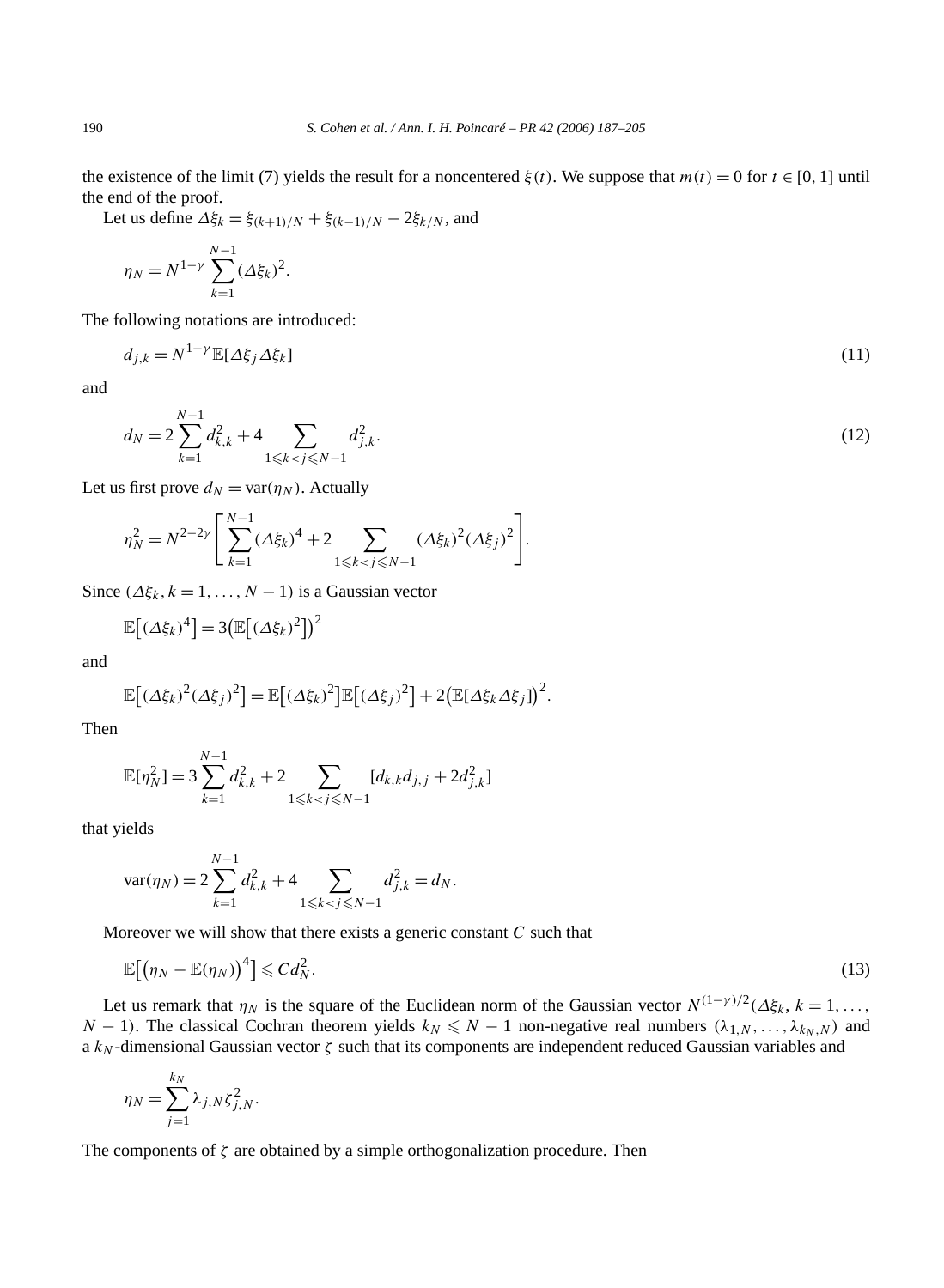the existence of the limit (7) yields the result for a noncentered $\xi(t)$. We suppose that $m(t) = 0$ for $t \in [0,1]$ until the end of the proof.

Let us define $\Delta\xi_k = \xi_{(k+1)/N} + \xi_{(k-1)/N} - 2\xi_{k/N}$, and

$$\eta_N = N^{1-\gamma} \sum_{k=1}^{N-1} (\Delta\xi_k)^2.$$

The following notations are introduced:

$$d_{j,k} = N^{1-\gamma} \mathbb{E}[\Delta\xi_j \Delta\xi_k] \tag{11}$$

and

$$d_N = 2\sum_{k=1}^{N-1} d_{k,k}^2 + 4 \sum_{1 \leqslant k < j \leqslant N-1} d_{j,k}^2. \tag{12}$$

Let us first prove $d_N = \operatorname{var}(\eta_N)$. Actually

$$\eta_N^2 = N^{2-2\gamma}\left[\sum_{k=1}^{N-1} (\Delta\xi_k)^4 + 2 \sum_{1 \leqslant k < j \leqslant N-1} (\Delta\xi_k)^2 (\Delta\xi_j)^2\right].$$

Since $(\Delta\xi_k, k = 1, \ldots, N-1)$ is a Gaussian vector

$$\mathbb{E}\big[(\Delta\xi_k)^4\big] = 3\big(\mathbb{E}\big[(\Delta\xi_k)^2\big]\big)^2$$

and

$$\mathbb{E}\big[(\Delta\xi_k)^2(\Delta\xi_j)^2\big] = \mathbb{E}\big[(\Delta\xi_k)^2\big]\mathbb{E}\big[(\Delta\xi_j)^2\big] + 2\big(\mathbb{E}[\Delta\xi_k \Delta\xi_j]\big)^2.$$

Then

$$\mathbb{E}[\eta_N^2] = 3\sum_{k=1}^{N-1} d_{k,k}^2 + 2\sum_{1 \leqslant k < j \leqslant N-1} [d_{k,k} d_{j,j} + 2 d_{j,k}^2]$$

that yields

$$\operatorname{var}(\eta_N) = 2\sum_{k=1}^{N-1} d_{k,k}^2 + 4 \sum_{1 \leqslant k < j \leqslant N-1} d_{j,k}^2 = d_N.$$

Moreover we will show that there exists a generic constant $C$ such that

$$\mathbb{E}\big[\big(\eta_N - \mathbb{E}(\eta_N)\big)^4\big] \leqslant C d_N^2. \tag{13}$$

Let us remark that $\eta_N$ is the square of the Euclidean norm of the Gaussian vector $N^{(1-\gamma)/2}(\Delta\xi_k, k = 1, \ldots, N-1)$. The classical Cochran theorem yields $k_N \leqslant N-1$ non-negative real numbers $(\lambda_{1,N}, \ldots, \lambda_{k_N,N})$ and a $k_N$-dimensional Gaussian vector $\zeta$ such that its components are independent reduced Gaussian variables and

$$\eta_N = \sum_{j=1}^{k_N} \lambda_{j,N} \zeta_{j,N}^2.$$

The components of $\zeta$ are obtained by a simple orthogonalization procedure. Then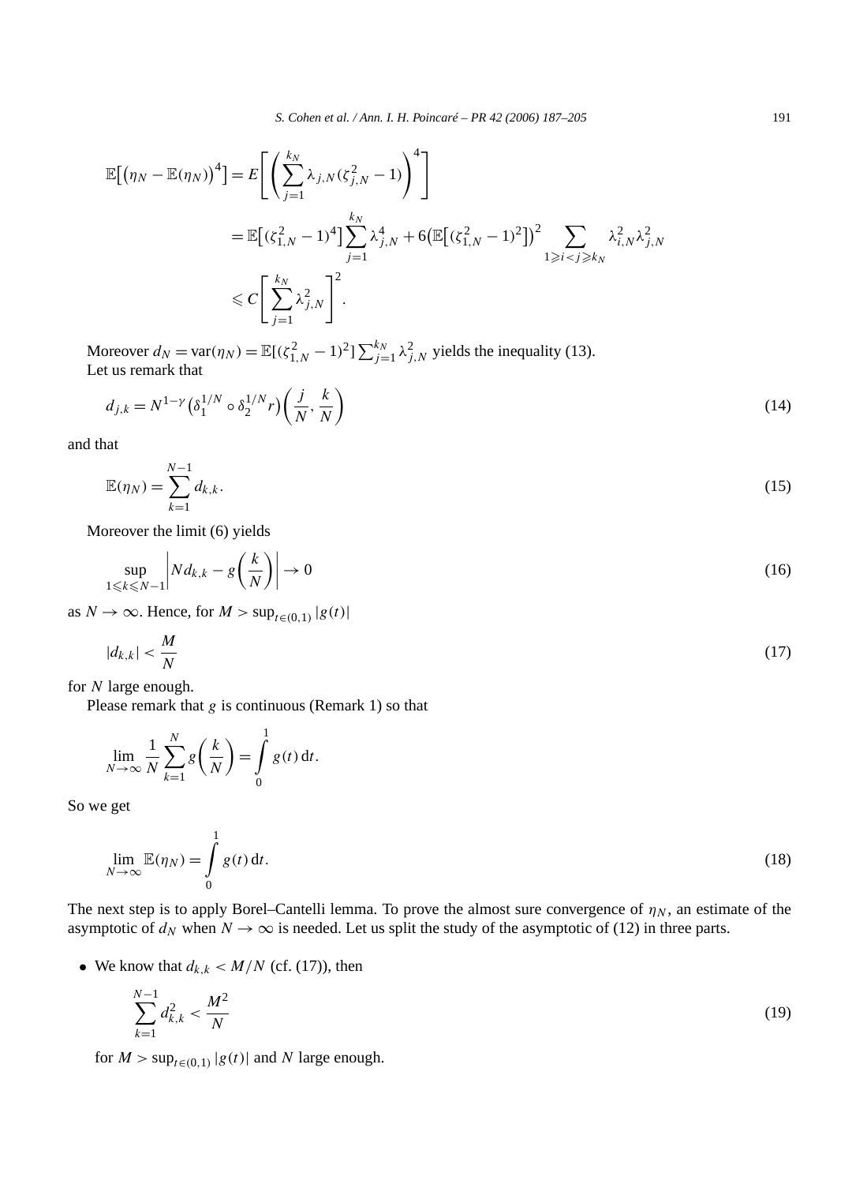$$
\begin{aligned}
\mathbb{E}\big[\big(\eta_N - \mathbb{E}(\eta_N)\big)^4\big] &= E\left[\left(\sum_{j=1}^{k_N} \lambda_{j,N}(\zeta_{j,N}^2 - 1)\right)^4\right] \\
&= \mathbb{E}\big[(\zeta_{1,N}^2 - 1)^4\big] \sum_{j=1}^{k_N} \lambda_{j,N}^4 + 6\big(\mathbb{E}\big[(\zeta_{1,N}^2 - 1)^2\big]\big)^2 \sum_{1 \geqslant i < j \geqslant k_N} \lambda_{i,N}^2 \lambda_{j,N}^2 \\
&\leqslant C\left[\sum_{j=1}^{k_N} \lambda_{j,N}^2\right]^2.
\end{aligned}
$$

Moreover $d_N = \mathrm{var}(\eta_N) = \mathbb{E}[(\zeta_{1,N}^2 - 1)^2] \sum_{j=1}^{k_N} \lambda_{j,N}^2$ yields the inequality (13).

Let us remark that

$$
d_{j,k} = N^{1-\gamma}\big(\delta_1^{1/N} \circ \delta_2^{1/N} r\big)\left(\frac{j}{N}, \frac{k}{N}\right) \tag{14}
$$

and that

$$
\mathbb{E}(\eta_N) = \sum_{k=1}^{N-1} d_{k,k}. \tag{15}
$$

Moreover the limit (6) yields

$$
\sup_{1 \leqslant k \leqslant N-1} \left| N d_{k,k} - g\left(\frac{k}{N}\right)\right| \to 0 \tag{16}
$$

as $N \to \infty$. Hence, for $M > \sup_{t \in (0,1)} |g(t)|$

$$
|d_{k,k}| < \frac{M}{N} \tag{17}
$$

for $N$ large enough.

Please remark that $g$ is continuous (Remark 1) so that

$$
\lim_{N \to \infty} \frac{1}{N} \sum_{k=1}^{N} g\left(\frac{k}{N}\right) = \int_0^1 g(t)\,\mathrm{d}t.
$$

So we get

$$
\lim_{N \to \infty} \mathbb{E}(\eta_N) = \int_0^1 g(t)\,\mathrm{d}t. \tag{18}
$$

The next step is to apply Borel–Cantelli lemma. To prove the almost sure convergence of $\eta_N$, an estimate of the asymptotic of $d_N$ when $N \to \infty$ is needed. Let us split the study of the asymptotic of (12) in three parts.

- We know that $d_{k,k} < M/N$ (cf. (17)), then

$$
\sum_{k=1}^{N-1} d_{k,k}^2 < \frac{M^2}{N} \tag{19}
$$

for $M > \sup_{t \in (0,1)} |g(t)|$ and $N$ large enough.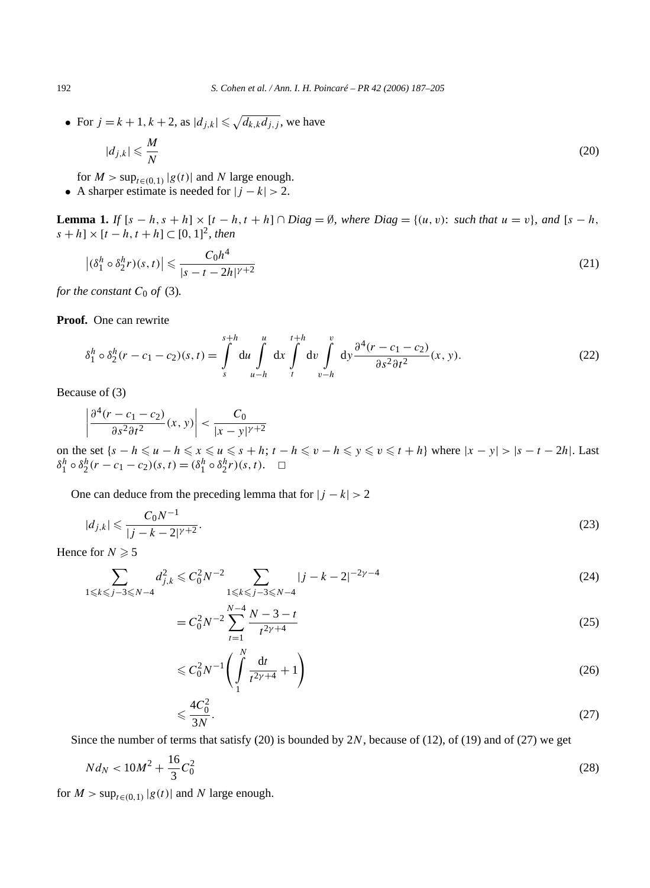- For $j = k+1, k+2$, as $|d_{j,k}| \leqslant \sqrt{d_{k,k} d_{j,j}}$, we have

$$|d_{j,k}| \leqslant \frac{M}{N} \tag{20}$$

for $M > \sup_{t \in (0,1)} |g(t)|$ and $N$ large enough.
- A sharper estimate is needed for $|j-k| > 2$.

**Lemma 1.** *If $[s-h, s+h] \times [t-h, t+h] \cap Diag = \emptyset$, where $Diag = \{(u,v)$: such that $u = v\}$, and $[s-h, s+h] \times [t-h, t+h] \subset [0,1]^2$, then*

$$\left|(\delta_1^h \circ \delta_2^h r)(s,t)\right| \leqslant \frac{C_0 h^4}{|s-t-2h|^{\gamma+2}} \tag{21}$$

*for the constant $C_0$ of* (3)*.*

**Proof.** One can rewrite

$$\delta_1^h \circ \delta_2^h (r - c_1 - c_2)(s,t) = \int_s^{s+h} \mathrm{d}u \int_{u-h}^{u} \mathrm{d}x \int_t^{t+h} \mathrm{d}v \int_{v-h}^{v} \mathrm{d}y \frac{\partial^4 (r - c_1 - c_2)}{\partial s^2 \partial t^2}(x,y). \tag{22}$$

Because of (3)

$$\left|\frac{\partial^4 (r - c_1 - c_2)}{\partial s^2 \partial t^2}(x,y)\right| < \frac{C_0}{|x-y|^{\gamma+2}}$$

on the set $\{s-h \leqslant u-h \leqslant x \leqslant u \leqslant s+h;\ t-h \leqslant v-h \leqslant y \leqslant v \leqslant t+h\}$ where $|x-y| > |s-t-2h|$. Last $\delta_1^h \circ \delta_2^h (r - c_1 - c_2)(s,t) = (\delta_1^h \circ \delta_2^h r)(s,t)$. $\square$

One can deduce from the preceding lemma that for $|j-k| > 2$

$$|d_{j,k}| \leqslant \frac{C_0 N^{-1}}{|j-k-2|^{\gamma+2}}. \tag{23}$$

Hence for $N \geqslant 5$

$$\sum_{1 \leqslant k \leqslant j-3 \leqslant N-4} d_{j,k}^2 \leqslant C_0^2 N^{-2} \sum_{1 \leqslant k \leqslant j-3 \leqslant N-4} |j-k-2|^{-2\gamma-4} \tag{24}$$

$$= C_0^2 N^{-2} \sum_{t=1}^{N-4} \frac{N-3-t}{t^{2\gamma+4}} \tag{25}$$

$$\leqslant C_0^2 N^{-1} \left( \int_1^N \frac{\mathrm{d}t}{t^{2\gamma+4}} + 1 \right) \tag{26}$$

$$\leqslant \frac{4 C_0^2}{3N}. \tag{27}$$

Since the number of terms that satisfy (20) is bounded by $2N$, because of (12), of (19) and of (27) we get

$$N d_N < 10 M^2 + \frac{16}{3} C_0^2 \tag{28}$$

for $M > \sup_{t \in (0,1)} |g(t)|$ and $N$ large enough.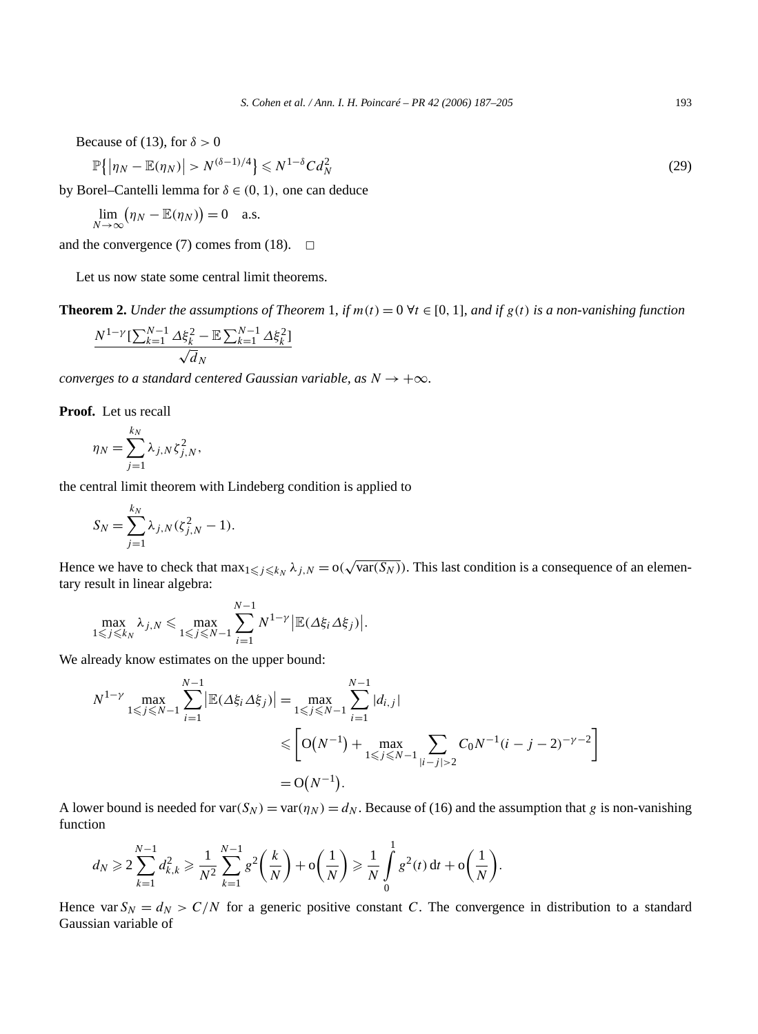Because of (13), for $\delta > 0$

$$\mathbb{P}\left\{\left|\eta_N - \mathbb{E}(\eta_N)\right| > N^{(\delta-1)/4}\right\} \leqslant N^{1-\delta} C d_N^2 \tag{29}$$

by Borel–Cantelli lemma for $\delta \in (0,1)$, one can deduce

$$\lim_{N\to\infty}\left(\eta_N - \mathbb{E}(\eta_N)\right) = 0 \quad \text{a.s.}$$

and the convergence (7) comes from (18). $\square$

Let us now state some central limit theorems.

**Theorem 2.** *Under the assumptions of Theorem* 1, *if $m(t) = 0$ $\forall t \in [0,1]$, and if $g(t)$ is a non-vanishing function*

$$\frac{N^{1-\gamma}\left[\sum_{k=1}^{N-1}\Delta\xi_k^2 - \mathbb{E}\sum_{k=1}^{N-1}\Delta\xi_k^2\right]}{\sqrt{d}_N}$$

*converges to a standard centered Gaussian variable, as $N \to +\infty$.*

**Proof.** Let us recall

$$\eta_N = \sum_{j=1}^{k_N} \lambda_{j,N}\zeta_{j,N}^2,$$

the central limit theorem with Lindeberg condition is applied to

$$S_N = \sum_{j=1}^{k_N} \lambda_{j,N}\left(\zeta_{j,N}^2 - 1\right).$$

Hence we have to check that $\max_{1\leqslant j\leqslant k_N}\lambda_{j,N} = \mathrm{o}(\sqrt{\operatorname{var}(S_N)})$. This last condition is a consequence of an elementary result in linear algebra:

$$\max_{1\leqslant j\leqslant k_N}\lambda_{j,N} \leqslant \max_{1\leqslant j\leqslant N-1}\sum_{i=1}^{N-1} N^{1-\gamma}\left|\mathbb{E}(\Delta\xi_i\Delta\xi_j)\right|.$$

We already know estimates on the upper bound:

$$\begin{aligned}
N^{1-\gamma}\max_{1\leqslant j\leqslant N-1}\sum_{i=1}^{N-1}\left|\mathbb{E}(\Delta\xi_i\Delta\xi_j)\right| &= \max_{1\leqslant j\leqslant N-1}\sum_{i=1}^{N-1}|d_{i,j}| \\
&\leqslant \left[\mathrm{O}\left(N^{-1}\right) + \max_{1\leqslant j\leqslant N-1}\sum_{|i-j|>2} C_0 N^{-1}(i-j-2)^{-\gamma-2}\right] \\
&= \mathrm{O}\left(N^{-1}\right).
\end{aligned}$$

A lower bound is needed for $\operatorname{var}(S_N) = \operatorname{var}(\eta_N) = d_N$. Because of (16) and the assumption that $g$ is non-vanishing function

$$d_N \geqslant 2\sum_{k=1}^{N-1} d_{k,k}^2 \geqslant \frac{1}{N^2}\sum_{k=1}^{N-1} g^2\left(\frac{k}{N}\right) + \mathrm{o}\left(\frac{1}{N}\right) \geqslant \frac{1}{N}\int_0^1 g^2(t)\,\mathrm{d}t + \mathrm{o}\left(\frac{1}{N}\right).$$

Hence $\operatorname{var} S_N = d_N > C/N$ for a generic positive constant $C$. The convergence in distribution to a standard Gaussian variable of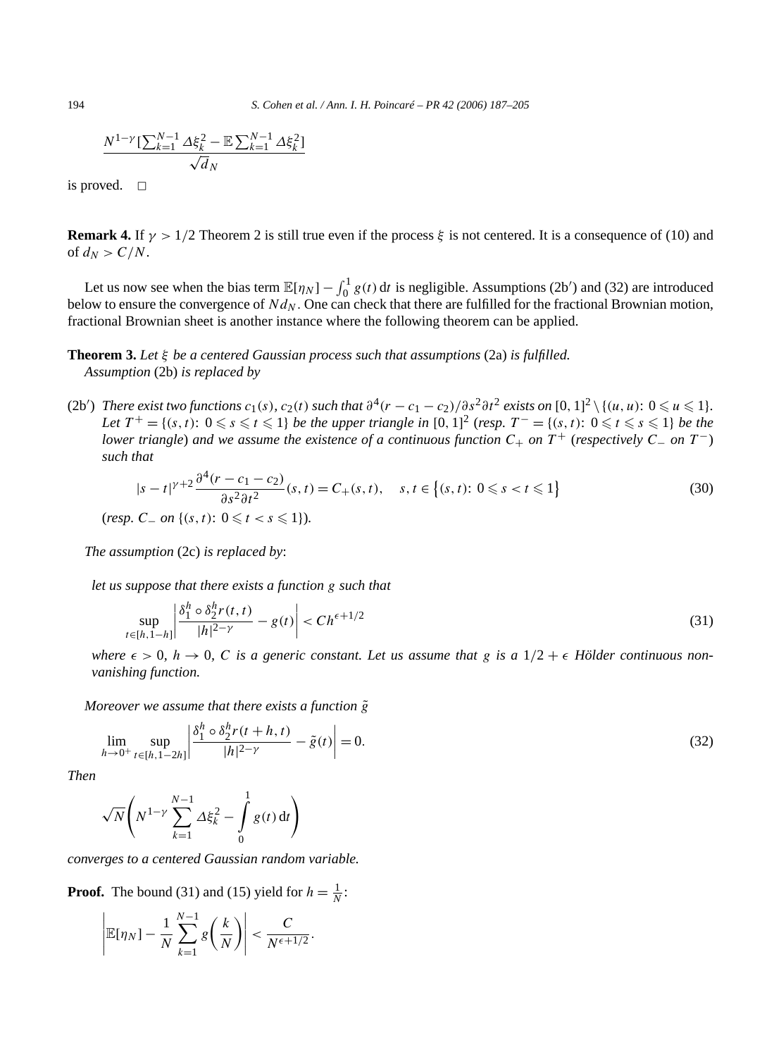$$\frac{N^{1-\gamma}[\sum_{k=1}^{N-1} \Delta\xi_k^2 - \mathbb{E}\sum_{k=1}^{N-1} \Delta\xi_k^2]}{\sqrt{d}_N}$$

is proved. □

**Remark 4.** If $\gamma > 1/2$ Theorem 2 is still true even if the process $\xi$ is not centered. It is a consequence of (10) and of $d_N > C/N$.

Let us now see when the bias term $\mathbb{E}[\eta_N] - \int_0^1 g(t)\,\mathrm{d}t$ is negligible. Assumptions (2b′) and (32) are introduced below to ensure the convergence of $Nd_N$. One can check that there are fulfilled for the fractional Brownian motion, fractional Brownian sheet is another instance where the following theorem can be applied.

**Theorem 3.** *Let $\xi$ be a centered Gaussian process such that assumptions* (2a) *is fulfilled.*
*Assumption* (2b) *is replaced by*

(2b′) *There exist two functions $c_1(s)$, $c_2(t)$ such that $\partial^4(r - c_1 - c_2)/\partial s^2\partial t^2$ exists on $[0,1]^2 \setminus \{(u,u)\colon 0 \leqslant u \leqslant 1\}$. Let $T^+ = \{(s,t)\colon 0 \leqslant s \leqslant t \leqslant 1\}$ be the upper triangle in $[0,1]^2$ (resp. $T^- = \{(s,t)\colon 0 \leqslant t \leqslant s \leqslant 1\}$ be the lower triangle) and we assume the existence of a continuous function $C_+$ on $T^+$ (respectively $C_-$ on $T^-$) such that*

$$|s-t|^{\gamma+2}\frac{\partial^4(r - c_1 - c_2)}{\partial s^2\partial t^2}(s,t) = C_+(s,t), \quad s,t \in \{(s,t)\colon 0 \leqslant s < t \leqslant 1\} \tag{30}$$

(*resp. $C_-$ on $\{(s,t)\colon 0 \leqslant t < s \leqslant 1\}$*).

*The assumption* (2c) *is replaced by*:

*let us suppose that there exists a function $g$ such that*

$$\sup_{t\in[h,1-h]}\left|\frac{\delta_1^h \circ \delta_2^h r(t,t)}{|h|^{2-\gamma}} - g(t)\right| < Ch^{\epsilon+1/2} \tag{31}$$

*where $\epsilon > 0$, $h \to 0$, $C$ is a generic constant. Let us assume that $g$ is a $1/2 + \epsilon$ Hölder continuous non-vanishing function.*

*Moreover we assume that there exists a function $\tilde{g}$*

$$\lim_{h\to 0^+}\sup_{t\in[h,1-2h]}\left|\frac{\delta_1^h \circ \delta_2^h r(t+h,t)}{|h|^{2-\gamma}} - \tilde{g}(t)\right| = 0. \tag{32}$$

*Then*

$$\sqrt{N}\left(N^{1-\gamma}\sum_{k=1}^{N-1}\Delta\xi_k^2 - \int_0^1 g(t)\,\mathrm{d}t\right)$$

*converges to a centered Gaussian random variable.*

**Proof.** The bound (31) and (15) yield for $h = \frac{1}{N}$:

$$\left|\mathbb{E}[\eta_N] - \frac{1}{N}\sum_{k=1}^{N-1} g\left(\frac{k}{N}\right)\right| < \frac{C}{N^{\epsilon+1/2}}.$$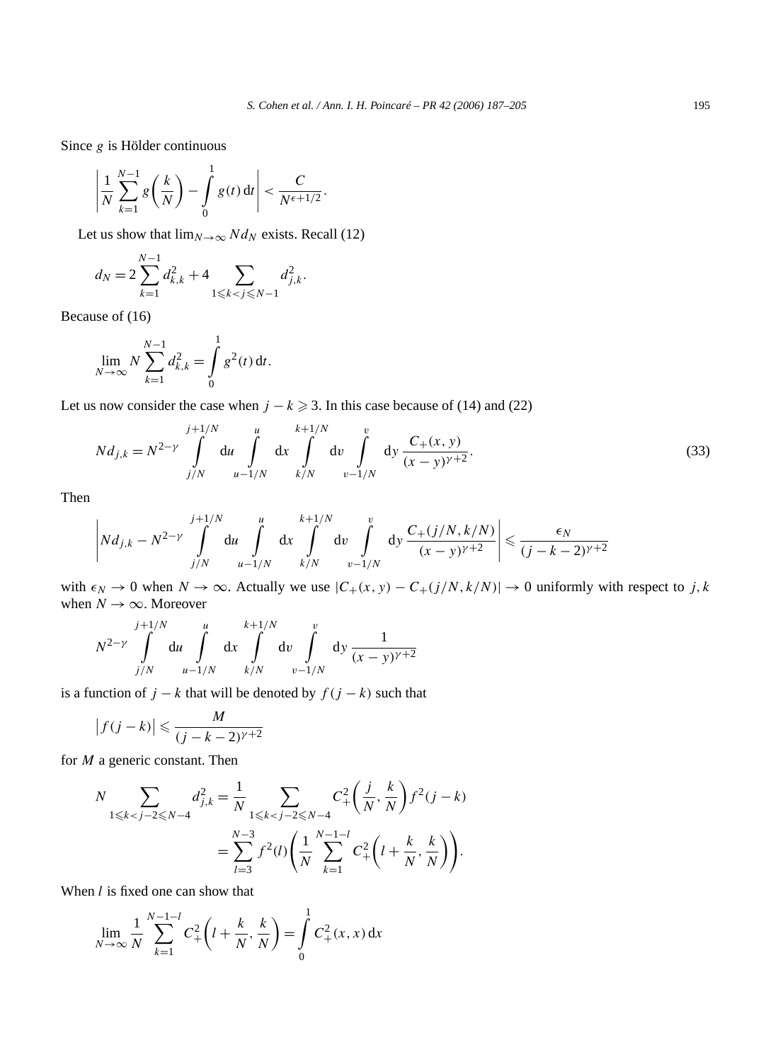Since $g$ is Hölder continuous

$$\left|\frac{1}{N}\sum_{k=1}^{N-1} g\left(\frac{k}{N}\right) - \int_0^1 g(t)\,\mathrm{d}t\right| < \frac{C}{N^{\epsilon+1/2}}.$$

Let us show that $\lim_{N\to\infty} N d_N$ exists. Recall (12)

$$d_N = 2\sum_{k=1}^{N-1} d_{k,k}^2 + 4\sum_{1\leqslant k<j\leqslant N-1} d_{j,k}^2.$$

Because of (16)

$$\lim_{N\to\infty} N\sum_{k=1}^{N-1} d_{k,k}^2 = \int_0^1 g^2(t)\,\mathrm{d}t.$$

Let us now consider the case when $j-k\geqslant 3$. In this case because of (14) and (22)

$$N d_{j,k} = N^{2-\gamma}\int_{j/N}^{j+1/N}\mathrm{d}u\int_{u-1/N}^{u}\mathrm{d}x\int_{k/N}^{k+1/N}\mathrm{d}v\int_{v-1/N}^{v}\mathrm{d}y\,\frac{C_+(x,y)}{(x-y)^{\gamma+2}}. \tag{33}$$

Then

$$\left|N d_{j,k} - N^{2-\gamma}\int_{j/N}^{j+1/N}\mathrm{d}u\int_{u-1/N}^{u}\mathrm{d}x\int_{k/N}^{k+1/N}\mathrm{d}v\int_{v-1/N}^{v}\mathrm{d}y\,\frac{C_+(j/N,k/N)}{(x-y)^{\gamma+2}}\right| \leqslant \frac{\epsilon_N}{(j-k-2)^{\gamma+2}}$$

with $\epsilon_N\to 0$ when $N\to\infty$. Actually we use $|C_+(x,y)-C_+(j/N,k/N)|\to 0$ uniformly with respect to $j,k$ when $N\to\infty$. Moreover

$$N^{2-\gamma}\int_{j/N}^{j+1/N}\mathrm{d}u\int_{u-1/N}^{u}\mathrm{d}x\int_{k/N}^{k+1/N}\mathrm{d}v\int_{v-1/N}^{v}\mathrm{d}y\,\frac{1}{(x-y)^{\gamma+2}}$$

is a function of $j-k$ that will be denoted by $f(j-k)$ such that

$$\left|f(j-k)\right| \leqslant \frac{M}{(j-k-2)^{\gamma+2}}$$

for $M$ a generic constant. Then

$$\begin{aligned}
N\sum_{1\leqslant k<j-2\leqslant N-4} d_{j,k}^2 &= \frac{1}{N}\sum_{1\leqslant k<j-2\leqslant N-4} C_+^2\left(\frac{j}{N},\frac{k}{N}\right) f^2(j-k)\\
&= \sum_{l=3}^{N-3} f^2(l)\left(\frac{1}{N}\sum_{k=1}^{N-1-l} C_+^2\left(l+\frac{k}{N},\frac{k}{N}\right)\right).
\end{aligned}$$

When $l$ is fixed one can show that

$$\lim_{N\to\infty}\frac{1}{N}\sum_{k=1}^{N-1-l} C_+^2\left(l+\frac{k}{N},\frac{k}{N}\right) = \int_0^1 C_+^2(x,x)\,\mathrm{d}x$$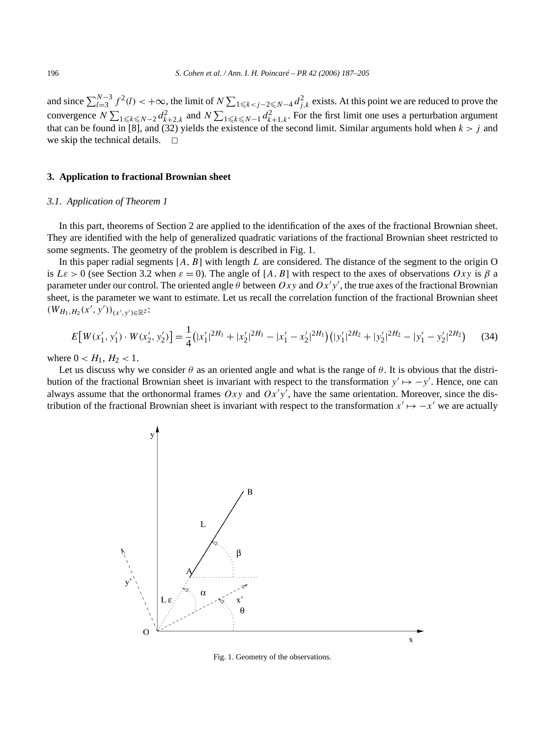and since $\sum_{l=3}^{N-3} f^2(l) < +\infty$, the limit of $N \sum_{1 \leqslant k < j-2 \leqslant N-4} d_{j,k}^2$ exists. At this point we are reduced to prove the convergence $N \sum_{1 \leqslant k \leqslant N-2} d_{k+2,k}^2$ and $N \sum_{1 \leqslant k \leqslant N-1} d_{k+1,k}^2$. For the first limit one uses a perturbation argument that can be found in [8], and (32) yields the existence of the second limit. Similar arguments hold when $k > j$ and we skip the technical details. □

## 3. Application to fractional Brownian sheet

### 3.1. Application of Theorem 1

In this part, theorems of Section 2 are applied to the identification of the axes of the fractional Brownian sheet. They are identified with the help of generalized quadratic variations of the fractional Brownian sheet restricted to some segments. The geometry of the problem is described in Fig. 1.

In this paper radial segments $[A, B]$ with length $L$ are considered. The distance of the segment to the origin O is $L\varepsilon > 0$ (see Section 3.2 when $\varepsilon = 0$). The angle of $[A, B]$ with respect to the axes of observations $Oxy$ is $\beta$ a parameter under our control. The oriented angle $\theta$ between $Oxy$ and $Ox'y'$, the true axes of the fractional Brownian sheet, is the parameter we want to estimate. Let us recall the correlation function of the fractional Brownian sheet $(W_{H_1,H_2}(x', y'))_{(x',y') \in \mathbb{R}^2}$:

$$E\big[W(x_1', y_1') \cdot W(x_2', y_2')\big] = \frac{1}{4}\big(|x_1'|^{2H_1} + |x_2'|^{2H_1} - |x_1' - x_2'|^{2H_1}\big)\big(|y_1'|^{2H_2} + |y_2'|^{2H_2} - |y_1' - y_2'|^{2H_2}\big) \tag{34}$$

where $0 < H_1, H_2 < 1$.

Let us discuss why we consider $\theta$ as an oriented angle and what is the range of $\theta$. It is obvious that the distribution of the fractional Brownian sheet is invariant with respect to the transformation $y' \mapsto -y'$. Hence, one can always assume that the orthonormal frames $Oxy$ and $Ox'y'$, have the same orientation. Moreover, since the distribution of the fractional Brownian sheet is invariant with respect to the transformation $x' \mapsto -x'$ we are actually

Fig. 1. Geometry of the observations.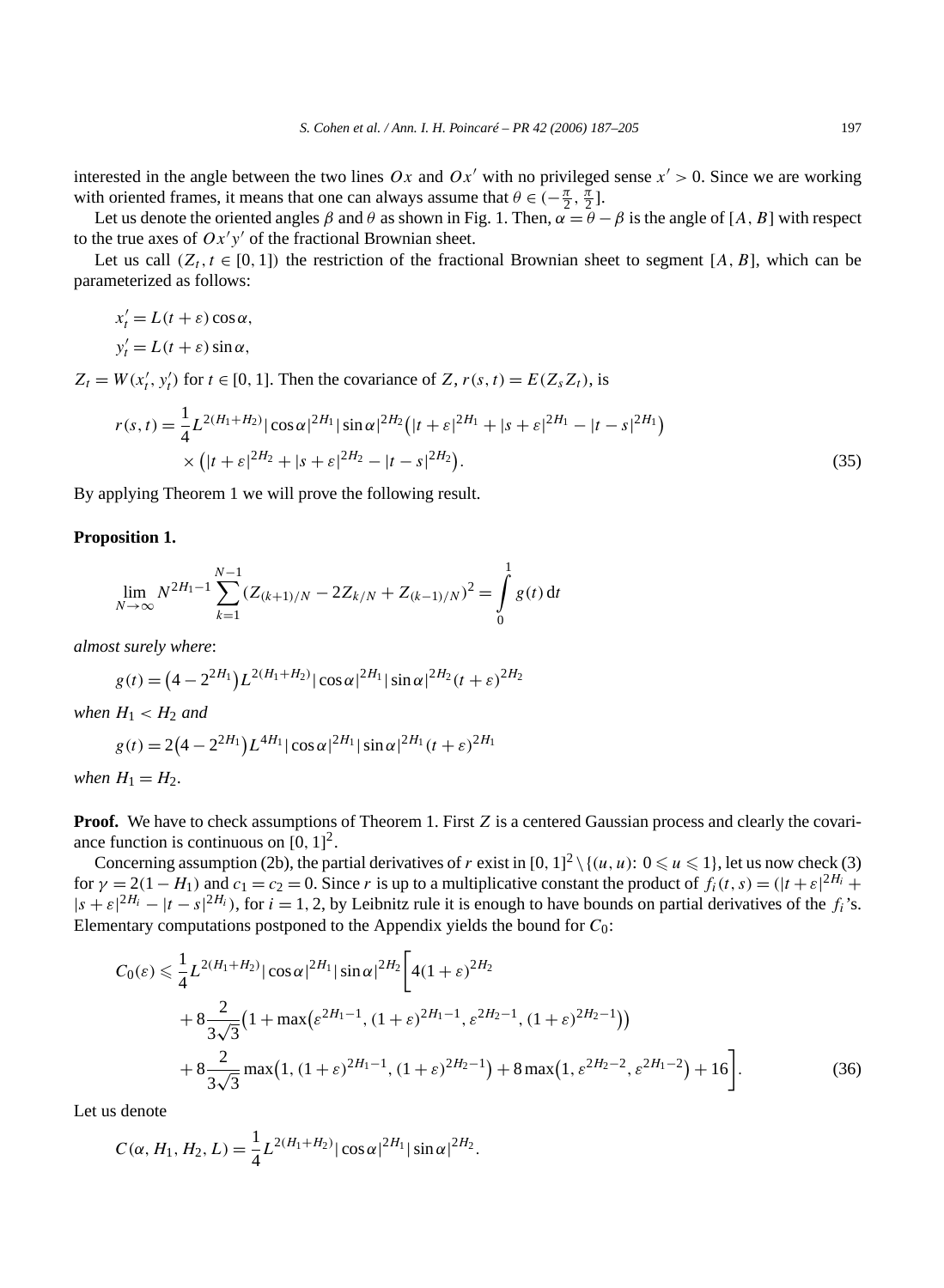interested in the angle between the two lines $Ox$ and $Ox'$ with no privileged sense $x' > 0$. Since we are working with oriented frames, it means that one can always assume that $\theta \in (-\frac{\pi}{2}, \frac{\pi}{2}]$.

Let us denote the oriented angles $\beta$ and $\theta$ as shown in Fig. 1. Then, $\alpha = \theta - \beta$ is the angle of $[A, B]$ with respect to the true axes of $Ox'y'$ of the fractional Brownian sheet.

Let us call $(Z_t, t \in [0,1])$ the restriction of the fractional Brownian sheet to segment $[A, B]$, which can be parameterized as follows:

$$x'_t = L(t + \varepsilon)\cos\alpha,$$

$$y'_t = L(t + \varepsilon)\sin\alpha,$$

$Z_t = W(x'_t, y'_t)$ for $t \in [0,1]$. Then the covariance of $Z$, $r(s,t) = E(Z_s Z_t)$, is

$$\begin{aligned} r(s,t) = {} & \frac{1}{4} L^{2(H_1+H_2)} |\cos\alpha|^{2H_1} |\sin\alpha|^{2H_2} \left(|t+\varepsilon|^{2H_1} + |s+\varepsilon|^{2H_1} - |t-s|^{2H_1}\right) \\ & \times \left(|t+\varepsilon|^{2H_2} + |s+\varepsilon|^{2H_2} - |t-s|^{2H_2}\right). \end{aligned} \tag{35}$$

By applying Theorem 1 we will prove the following result.

**Proposition 1.**

$$\lim_{N\to\infty} N^{2H_1-1} \sum_{k=1}^{N-1} (Z_{(k+1)/N} - 2Z_{k/N} + Z_{(k-1)/N})^2 = \int_0^1 g(t)\,\mathrm{d}t$$

*almost surely where*:

$$g(t) = \left(4 - 2^{2H_1}\right) L^{2(H_1+H_2)} |\cos\alpha|^{2H_1} |\sin\alpha|^{2H_2} (t+\varepsilon)^{2H_2}$$

*when* $H_1 < H_2$ *and*

$$g(t) = 2\left(4 - 2^{2H_1}\right) L^{4H_1} |\cos\alpha|^{2H_1} |\sin\alpha|^{2H_1} (t+\varepsilon)^{2H_1}$$

*when* $H_1 = H_2$.

**Proof.** We have to check assumptions of Theorem 1. First $Z$ is a centered Gaussian process and clearly the covariance function is continuous on $[0,1]^2$.

Concerning assumption (2b), the partial derivatives of $r$ exist in $[0,1]^2 \setminus \{(u,u)\colon 0 \leqslant u \leqslant 1\}$, let us now check (3) for $\gamma = 2(1 - H_1)$ and $c_1 = c_2 = 0$. Since $r$ is up to a multiplicative constant the product of $f_i(t,s) = (|t+\varepsilon|^{2H_i} + |s+\varepsilon|^{2H_i} - |t-s|^{2H_i})$, for $i = 1, 2$, by Leibnitz rule it is enough to have bounds on partial derivatives of the $f_i$'s. Elementary computations postponed to the Appendix yields the bound for $C_0$:

$$\begin{aligned} C_0(\varepsilon) \leqslant {} & \frac{1}{4} L^{2(H_1+H_2)} |\cos\alpha|^{2H_1} |\sin\alpha|^{2H_2} \bigg[ 4(1+\varepsilon)^{2H_2} \\ & + 8\frac{2}{3\sqrt{3}}\left(1 + \max\left(\varepsilon^{2H_1-1}, (1+\varepsilon)^{2H_1-1}, \varepsilon^{2H_2-1}, (1+\varepsilon)^{2H_2-1}\right)\right) \\ & + 8\frac{2}{3\sqrt{3}} \max\left(1, (1+\varepsilon)^{2H_1-1}, (1+\varepsilon)^{2H_2-1}\right) + 8\max\left(1, \varepsilon^{2H_2-2}, \varepsilon^{2H_1-2}\right) + 16 \bigg]. \end{aligned} \tag{36}$$

Let us denote

$$C(\alpha, H_1, H_2, L) = \frac{1}{4} L^{2(H_1+H_2)} |\cos\alpha|^{2H_1} |\sin\alpha|^{2H_2}.$$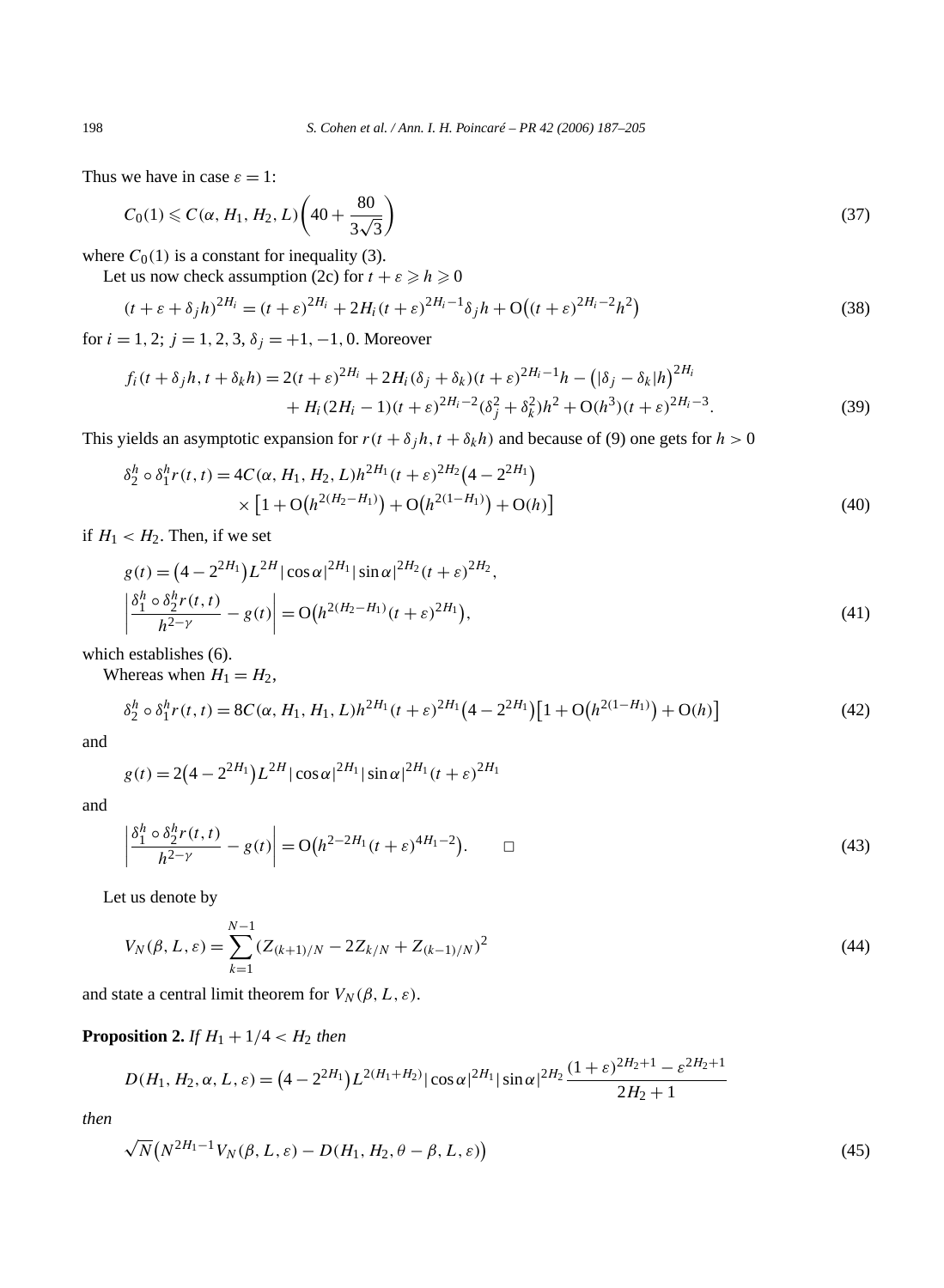Thus we have in case $\varepsilon = 1$:

$$C_0(1) \leqslant C(\alpha, H_1, H_2, L)\left(40 + \frac{80}{3\sqrt{3}}\right) \tag{37}$$

where $C_0(1)$ is a constant for inequality (3).

Let us now check assumption (2c) for $t + \varepsilon \geqslant h \geqslant 0$

$$(t + \varepsilon + \delta_j h)^{2H_i} = (t+\varepsilon)^{2H_i} + 2H_i(t+\varepsilon)^{2H_i-1}\delta_j h + \mathrm{O}\big((t+\varepsilon)^{2H_i-2}h^2\big) \tag{38}$$

for $i = 1, 2$; $j = 1, 2, 3$, $\delta_j = +1, -1, 0$. Moreover

$$\begin{aligned} f_i(t+\delta_j h, t+\delta_k h) &= 2(t+\varepsilon)^{2H_i} + 2H_i(\delta_j + \delta_k)(t+\varepsilon)^{2H_i-1}h - \big(|\delta_j - \delta_k|h\big)^{2H_i} \\ &\quad + H_i(2H_i - 1)(t+\varepsilon)^{2H_i-2}(\delta_j^2 + \delta_k^2)h^2 + \mathrm{O}(h^3)(t+\varepsilon)^{2H_i-3}. \end{aligned} \tag{39}$$

This yields an asymptotic expansion for $r(t+\delta_j h, t+\delta_k h)$ and because of (9) one gets for $h > 0$

$$\begin{aligned} \delta_2^h \circ \delta_1^h r(t,t) &= 4C(\alpha, H_1, H_2, L)h^{2H_1}(t+\varepsilon)^{2H_2}\big(4 - 2^{2H_1}\big) \\ &\quad \times \big[1 + \mathrm{O}\big(h^{2(H_2-H_1)}\big) + \mathrm{O}\big(h^{2(1-H_1)}\big) + \mathrm{O}(h)\big] \end{aligned} \tag{40}$$

if $H_1 < H_2$. Then, if we set

$$\begin{aligned} &g(t) = \big(4 - 2^{2H_1}\big)L^{2H}|\cos\alpha|^{2H_1}|\sin\alpha|^{2H_2}(t+\varepsilon)^{2H_2}, \\ &\left|\frac{\delta_1^h \circ \delta_2^h r(t,t)}{h^{2-\gamma}} - g(t)\right| = \mathrm{O}\big(h^{2(H_2-H_1)}(t+\varepsilon)^{2H_1}\big), \end{aligned} \tag{41}$$

which establishes (6).

Whereas when $H_1 = H_2$,

$$\delta_2^h \circ \delta_1^h r(t,t) = 8C(\alpha, H_1, H_1, L)h^{2H_1}(t+\varepsilon)^{2H_1}\big(4 - 2^{2H_1}\big)\big[1 + \mathrm{O}\big(h^{2(1-H_1)}\big) + \mathrm{O}(h)\big] \tag{42}$$

and

$$g(t) = 2\big(4 - 2^{2H_1}\big)L^{2H}|\cos\alpha|^{2H_1}|\sin\alpha|^{2H_1}(t+\varepsilon)^{2H_1}$$

and

$$\left|\frac{\delta_1^h \circ \delta_2^h r(t,t)}{h^{2-\gamma}} - g(t)\right| = \mathrm{O}\big(h^{2-2H_1}(t+\varepsilon)^{4H_1-2}\big). \qquad \square \tag{43}$$

Let us denote by

$$V_N(\beta, L, \varepsilon) = \sum_{k=1}^{N-1}(Z_{(k+1)/N} - 2Z_{k/N} + Z_{(k-1)/N})^2 \tag{44}$$

and state a central limit theorem for $V_N(\beta, L, \varepsilon)$.

**Proposition 2.** *If $H_1 + 1/4 < H_2$ then*

$$D(H_1, H_2, \alpha, L, \varepsilon) = \big(4 - 2^{2H_1}\big)L^{2(H_1+H_2)}|\cos\alpha|^{2H_1}|\sin\alpha|^{2H_2}\frac{(1+\varepsilon)^{2H_2+1} - \varepsilon^{2H_2+1}}{2H_2+1}$$

*then*

$$\sqrt{N}\big(N^{2H_1-1}V_N(\beta, L, \varepsilon) - D(H_1, H_2, \theta - \beta, L, \varepsilon)\big) \tag{45}$$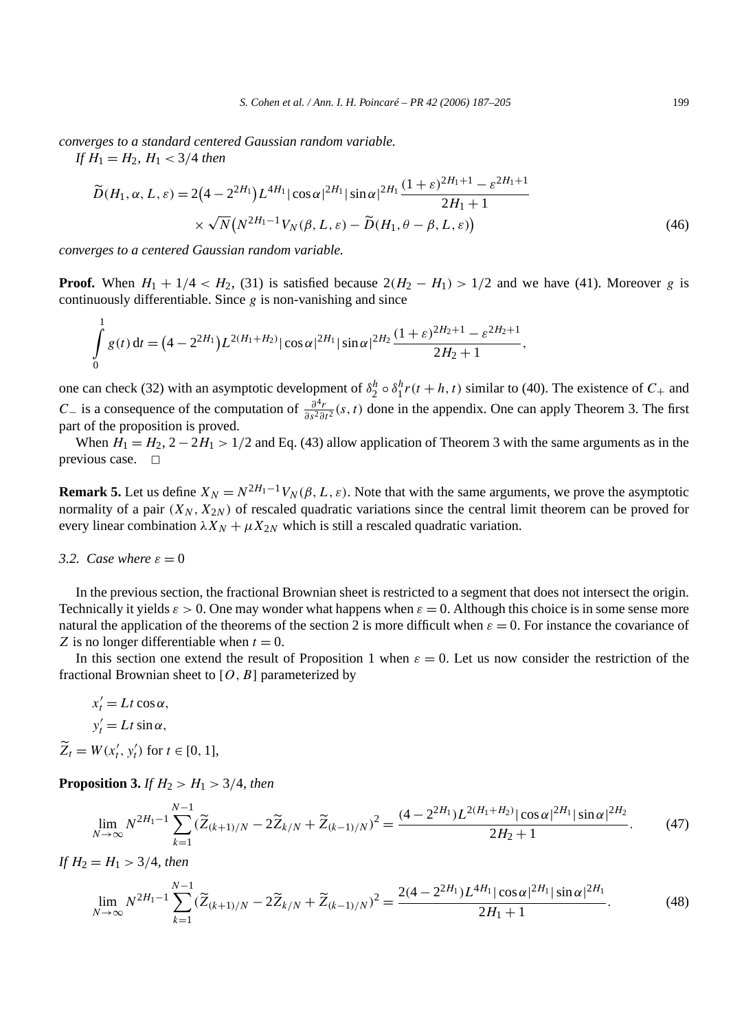*converges to a standard centered Gaussian random variable.*

*If $H_1 = H_2$, $H_1 < 3/4$ then*

$$\widetilde{D}(H_1, \alpha, L, \varepsilon) = 2\left(4 - 2^{2H_1}\right) L^{4H_1} |\cos\alpha|^{2H_1} |\sin\alpha|^{2H_1} \frac{(1+\varepsilon)^{2H_1+1} - \varepsilon^{2H_1+1}}{2H_1+1}$$
$$\times \sqrt{N}\left(N^{2H_1-1} V_N(\beta, L, \varepsilon) - \widetilde{D}(H_1, \theta - \beta, L, \varepsilon)\right) \tag{46}$$

*converges to a centered Gaussian random variable.*

**Proof.** When $H_1 + 1/4 < H_2$, (31) is satisfied because $2(H_2 - H_1) > 1/2$ and we have (41). Moreover $g$ is continuously differentiable. Since $g$ is non-vanishing and since

$$\int_0^1 g(t)\,\mathrm{d}t = \left(4 - 2^{2H_1}\right) L^{2(H_1+H_2)} |\cos\alpha|^{2H_1} |\sin\alpha|^{2H_2} \frac{(1+\varepsilon)^{2H_2+1} - \varepsilon^{2H_2+1}}{2H_2+1},$$

one can check (32) with an asymptotic development of $\delta_2^h \circ \delta_1^h r(t+h, t)$ similar to (40). The existence of $C_+$ and $C_-$ is a consequence of the computation of $\frac{\partial^4 r}{\partial s^2 \partial t^2}(s, t)$ done in the appendix. One can apply Theorem 3. The first part of the proposition is proved.

When $H_1 = H_2$, $2 - 2H_1 > 1/2$ and Eq. (43) allow application of Theorem 3 with the same arguments as in the previous case. $\square$

**Remark 5.** Let us define $X_N = N^{2H_1-1} V_N(\beta, L, \varepsilon)$. Note that with the same arguments, we prove the asymptotic normality of a pair $(X_N, X_{2N})$ of rescaled quadratic variations since the central limit theorem can be proved for every linear combination $\lambda X_N + \mu X_{2N}$ which is still a rescaled quadratic variation.

### 3.2. *Case where $\varepsilon = 0$*

In the previous section, the fractional Brownian sheet is restricted to a segment that does not intersect the origin. Technically it yields $\varepsilon > 0$. One may wonder what happens when $\varepsilon = 0$. Although this choice is in some sense more natural the application of the theorems of the section 2 is more difficult when $\varepsilon = 0$. For instance the covariance of $Z$ is no longer differentiable when $t = 0$.

In this section one extend the result of Proposition 1 when $\varepsilon = 0$. Let us now consider the restriction of the fractional Brownian sheet to $[O, B]$ parameterized by

$$x'_t = Lt\cos\alpha,$$
$$y'_t = Lt\sin\alpha,$$
$$\widetilde{Z}_t = W(x'_t, y'_t) \text{ for } t \in [0, 1],$$

**Proposition 3.** *If $H_2 > H_1 > 3/4$, then*

$$\lim_{N\to\infty} N^{2H_1-1} \sum_{k=1}^{N-1} (\widetilde{Z}_{(k+1)/N} - 2\widetilde{Z}_{k/N} + \widetilde{Z}_{(k-1)/N})^2 = \frac{(4 - 2^{2H_1}) L^{2(H_1+H_2)} |\cos\alpha|^{2H_1} |\sin\alpha|^{2H_2}}{2H_2+1}. \tag{47}$$

*If $H_2 = H_1 > 3/4$, then*

$$\lim_{N\to\infty} N^{2H_1-1} \sum_{k=1}^{N-1} (\widetilde{Z}_{(k+1)/N} - 2\widetilde{Z}_{k/N} + \widetilde{Z}_{(k-1)/N})^2 = \frac{2(4 - 2^{2H_1}) L^{4H_1} |\cos\alpha|^{2H_1} |\sin\alpha|^{2H_1}}{2H_1+1}. \tag{48}$$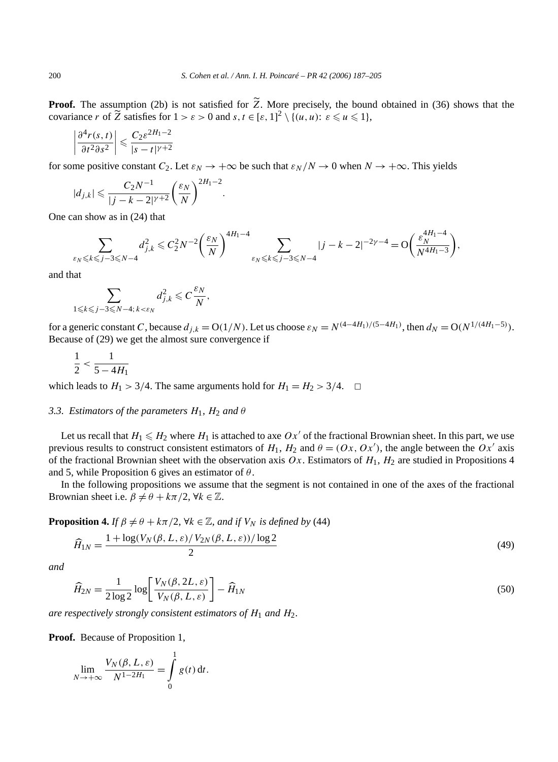**Proof.** The assumption (2b) is not satisfied for $\widetilde{Z}$. More precisely, the bound obtained in (36) shows that the covariance $r$ of $\widetilde{Z}$ satisfies for $1 > \varepsilon > 0$ and $s, t \in [\varepsilon, 1]^2 \setminus \{(u,u)\colon \varepsilon \leqslant u \leqslant 1\}$,

$$\left| \frac{\partial^4 r(s,t)}{\partial t^2 \partial s^2} \right| \leqslant \frac{C_2 \varepsilon^{2H_1 - 2}}{|s-t|^{\gamma+2}}$$

for some positive constant $C_2$. Let $\varepsilon_N \to +\infty$ be such that $\varepsilon_N / N \to 0$ when $N \to +\infty$. This yields

$$|d_{j,k}| \leqslant \frac{C_2 N^{-1}}{|j-k-2|^{\gamma+2}} \left( \frac{\varepsilon_N}{N} \right)^{2H_1 - 2}.$$

One can show as in (24) that

$$\sum_{\varepsilon_N \leqslant k \leqslant j-3 \leqslant N-4} d_{j,k}^2 \leqslant C_2^2 N^{-2} \left( \frac{\varepsilon_N}{N} \right)^{4H_1 - 4} \sum_{\varepsilon_N \leqslant k \leqslant j-3 \leqslant N-4} |j-k-2|^{-2\gamma-4} = \mathrm{O}\left( \frac{\varepsilon_N^{4H_1-4}}{N^{4H_1-3}} \right),$$

and that

$$\sum_{1 \leqslant k \leqslant j-3 \leqslant N-4;\, k < \varepsilon_N} d_{j,k}^2 \leqslant C \frac{\varepsilon_N}{N},$$

for a generic constant $C$, because $d_{j,k} = \mathrm{O}(1/N)$. Let us choose $\varepsilon_N = N^{(4-4H_1)/(5-4H_1)}$, then $d_N = \mathrm{O}(N^{1/(4H_1-5)})$. Because of (29) we get the almost sure convergence if

$$\frac{1}{2} < \frac{1}{5-4H_1}$$

which leads to $H_1 > 3/4$. The same arguments hold for $H_1 = H_2 > 3/4$. $\square$

### 3.3. Estimators of the parameters $H_1$, $H_2$ and $\theta$

Let us recall that $H_1 \leqslant H_2$ where $H_1$ is attached to axe $Ox'$ of the fractional Brownian sheet. In this part, we use previous results to construct consistent estimators of $H_1$, $H_2$ and $\theta = (Ox, Ox')$, the angle between the $Ox'$ axis of the fractional Brownian sheet with the observation axis $Ox$. Estimators of $H_1$, $H_2$ are studied in Propositions 4 and 5, while Proposition 6 gives an estimator of $\theta$.

In the following propositions we assume that the segment is not contained in one of the axes of the fractional Brownian sheet i.e. $\beta \neq \theta + k\pi/2$, $\forall k \in \mathbb{Z}$.

**Proposition 4.** *If $\beta \neq \theta + k\pi/2$, $\forall k \in \mathbb{Z}$, and if $V_N$ is defined by* (44)

$$\widehat{H}_{1N} = \frac{1 + \log(V_N(\beta, L, \varepsilon)/V_{2N}(\beta, L, \varepsilon))/\log 2}{2} \tag{49}$$

*and*

$$\widehat{H}_{2N} = \frac{1}{2\log 2} \log\left[ \frac{V_N(\beta, 2L, \varepsilon)}{V_N(\beta, L, \varepsilon)} \right] - \widehat{H}_{1N} \tag{50}$$

*are respectively strongly consistent estimators of $H_1$ and $H_2$.*

**Proof.** Because of Proposition 1,

$$\lim_{N \to +\infty} \frac{V_N(\beta, L, \varepsilon)}{N^{1-2H_1}} = \int_0^1 g(t)\, \mathrm{d}t.$$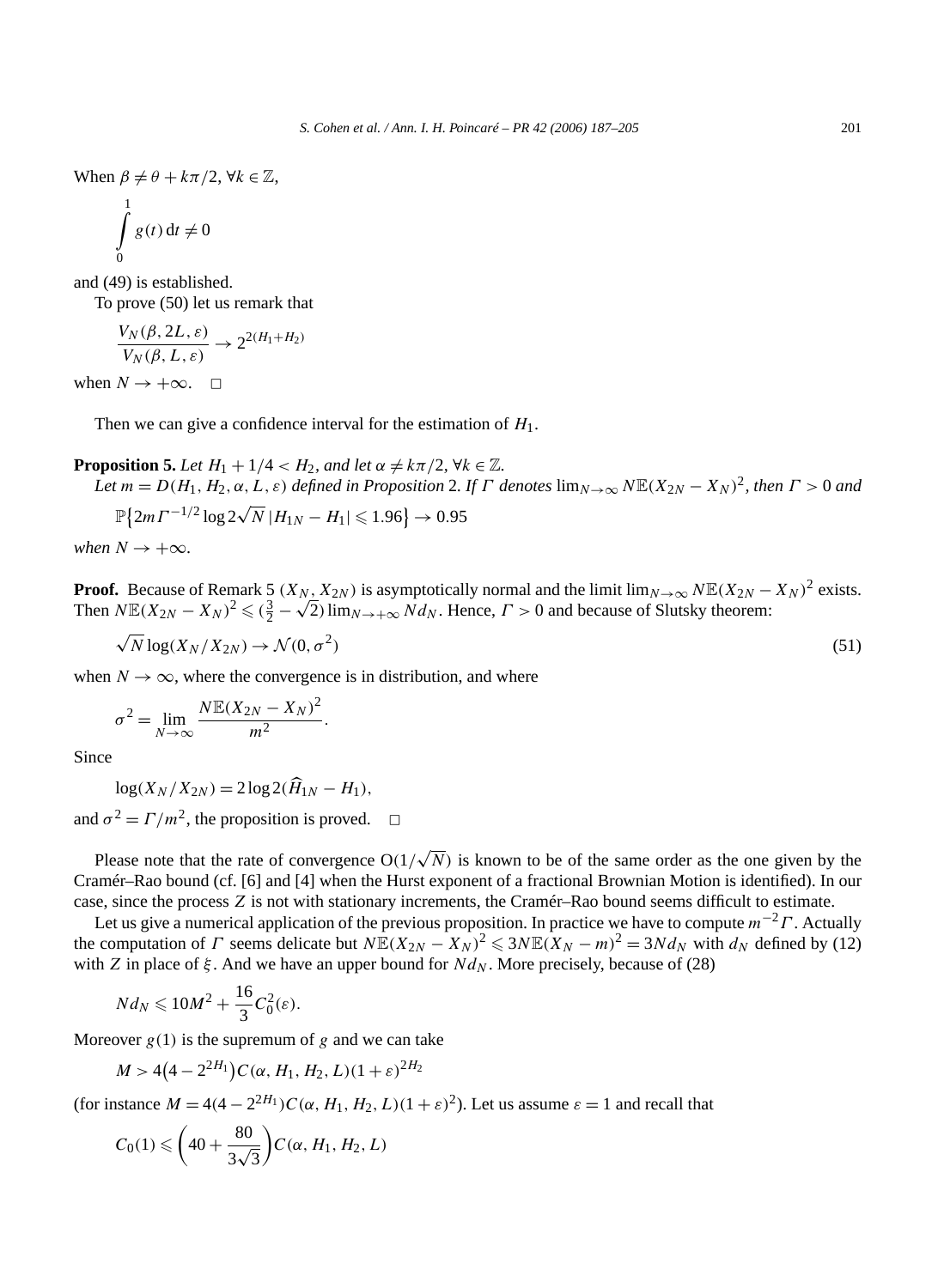When $\beta \neq \theta + k\pi/2$, $\forall k \in \mathbb{Z}$,

$$\int_0^1 g(t)\,\mathrm{d}t \neq 0$$

and (49) is established.

To prove (50) let us remark that

$$\frac{V_N(\beta, 2L, \varepsilon)}{V_N(\beta, L, \varepsilon)} \to 2^{2(H_1+H_2)}$$

when $N \to +\infty$. $\square$

Then we can give a confidence interval for the estimation of $H_1$.

**Proposition 5.** *Let $H_1 + 1/4 < H_2$, and let $\alpha \neq k\pi/2$, $\forall k \in \mathbb{Z}$.*

*Let $m = D(H_1, H_2, \alpha, L, \varepsilon)$ defined in Proposition* 2. *If $\Gamma$ denotes $\lim_{N\to\infty} N\mathbb{E}(X_{2N} - X_N)^2$, then $\Gamma > 0$ and*

$$\mathbb{P}\left\{2m\Gamma^{-1/2}\log 2\sqrt{N}\,|H_{1N} - H_1| \leqslant 1.96\right\} \to 0.95$$

*when $N \to +\infty$.*

**Proof.** Because of Remark 5 $(X_N, X_{2N})$ is asymptotically normal and the limit $\lim_{N\to\infty} N\mathbb{E}(X_{2N} - X_N)^2$ exists. Then $N\mathbb{E}(X_{2N} - X_N)^2 \leqslant (\frac{3}{2} - \sqrt{2})\lim_{N\to+\infty} Nd_N$. Hence, $\Gamma > 0$ and because of Slutsky theorem:

$$\sqrt{N}\log(X_N/X_{2N}) \to \mathcal{N}(0, \sigma^2) \tag{51}$$

when $N \to \infty$, where the convergence is in distribution, and where

$$\sigma^2 = \lim_{N\to\infty} \frac{N\mathbb{E}(X_{2N} - X_N)^2}{m^2}.$$

Since

$$\log(X_N/X_{2N}) = 2\log 2(\widehat{H}_{1N} - H_1),$$

and $\sigma^2 = \Gamma/m^2$, the proposition is proved. $\square$

Please note that the rate of convergence $\mathrm{O}(1/\sqrt{N})$ is known to be of the same order as the one given by the Cramér–Rao bound (cf. [6] and [4] when the Hurst exponent of a fractional Brownian Motion is identified). In our case, since the process $Z$ is not with stationary increments, the Cramér–Rao bound seems difficult to estimate.

Let us give a numerical application of the previous proposition. In practice we have to compute $m^{-2}\Gamma$. Actually the computation of $\Gamma$ seems delicate but $N\mathbb{E}(X_{2N} - X_N)^2 \leqslant 3N\mathbb{E}(X_N - m)^2 = 3Nd_N$ with $d_N$ defined by (12) with $Z$ in place of $\xi$. And we have an upper bound for $Nd_N$. More precisely, because of (28)

$$Nd_N \leqslant 10M^2 + \frac{16}{3}C_0^2(\varepsilon).$$

Moreover $g(1)$ is the supremum of $g$ and we can take

$$M > 4\big(4 - 2^{2H_1}\big)C(\alpha, H_1, H_2, L)(1+\varepsilon)^{2H_2}$$

(for instance $M = 4(4 - 2^{2H_1})C(\alpha, H_1, H_2, L)(1+\varepsilon)^2$). Let us assume $\varepsilon = 1$ and recall that

$$C_0(1) \leqslant \left(40 + \frac{80}{3\sqrt{3}}\right)C(\alpha, H_1, H_2, L)$$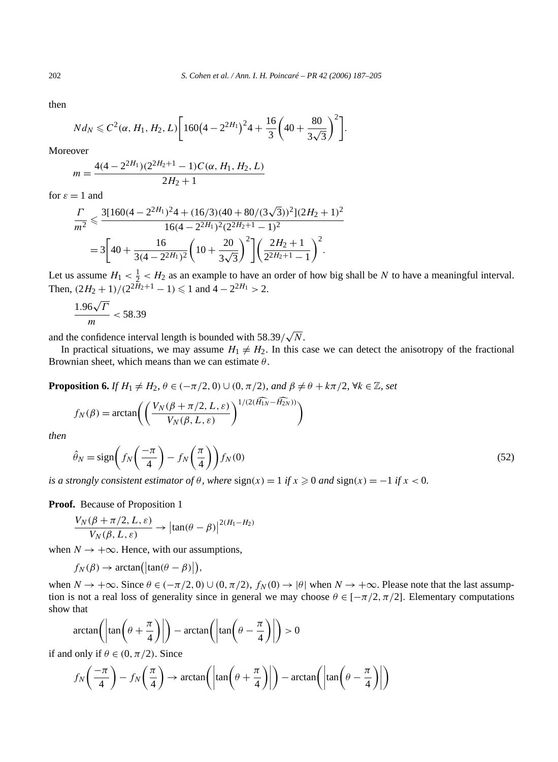then

$$N d_N \leqslant C^2(\alpha, H_1, H_2, L)\left[160\left(4-2^{2H_1}\right)^2 4 + \frac{16}{3}\left(40+\frac{80}{3\sqrt{3}}\right)^2\right].$$

Moreover

$$m = \frac{4(4-2^{2H_1})(2^{2H_2+1}-1)C(\alpha, H_1, H_2, L)}{2H_2+1}$$

for $\varepsilon = 1$ and

$$\begin{aligned}
\frac{\Gamma}{m^2} &\leqslant \frac{3[160(4-2^{2H_1})^2 4 + (16/3)(40+80/(3\sqrt{3}))^2](2H_2+1)^2}{16(4-2^{2H_1})^2(2^{2H_2+1}-1)^2} \\
&= 3\left[40+\frac{16}{3(4-2^{2H_1})^2}\left(10+\frac{20}{3\sqrt{3}}\right)^2\right]\left(\frac{2H_2+1}{2^{2H_2+1}-1}\right)^2.
\end{aligned}$$

Let us assume $H_1 < \frac{1}{2} < H_2$ as an example to have an order of how big shall be $N$ to have a meaningful interval. Then, $(2H_2+1)/(2^{2H_2+1}-1) \leqslant 1$ and $4-2^{2H_1} > 2$.

$$\frac{1.96\sqrt{\Gamma}}{m} < 58.39$$

and the confidence interval length is bounded with $58.39/\sqrt{N}$.

In practical situations, we may assume $H_1 \neq H_2$. In this case we can detect the anisotropy of the fractional Brownian sheet, which means than we can estimate $\theta$.

**Proposition 6.** *If $H_1 \neq H_2$, $\theta \in (-\pi/2, 0) \cup (0, \pi/2)$, and $\beta \neq \theta + k\pi/2$, $\forall k \in \mathbb{Z}$, set*

$$f_N(\beta) = \arctan\left(\left(\frac{V_N(\beta+\pi/2, L, \varepsilon)}{V_N(\beta, L, \varepsilon)}\right)^{1/(2(\widehat{H_{1N}}-\widehat{H_{2N}}))}\right)$$

*then*

$$\hat{\theta}_N = \operatorname{sign}\left(f_N\left(\frac{-\pi}{4}\right) - f_N\left(\frac{\pi}{4}\right)\right) f_N(0) \tag{52}$$

*is a strongly consistent estimator of $\theta$, where* $\operatorname{sign}(x) = 1$ *if* $x \geqslant 0$ *and* $\operatorname{sign}(x) = -1$ *if* $x < 0$.

**Proof.** Because of Proposition 1

$$\frac{V_N(\beta+\pi/2, L, \varepsilon)}{V_N(\beta, L, \varepsilon)} \to \left|\tan(\theta-\beta)\right|^{2(H_1-H_2)}$$

when $N \to +\infty$. Hence, with our assumptions,

$$f_N(\beta) \to \arctan\left(\left|\tan(\theta-\beta)\right|\right),$$

when $N \to +\infty$. Since $\theta \in (-\pi/2, 0) \cup (0, \pi/2)$, $f_N(0) \to |\theta|$ when $N \to +\infty$. Please note that the last assumption is not a real loss of generality since in general we may choose $\theta \in [-\pi/2, \pi/2]$. Elementary computations show that

$$\arctan\left(\left|\tan\left(\theta+\frac{\pi}{4}\right)\right|\right) - \arctan\left(\left|\tan\left(\theta-\frac{\pi}{4}\right)\right|\right) > 0$$

if and only if $\theta \in (0, \pi/2)$. Since

$$f_N\left(\frac{-\pi}{4}\right) - f_N\left(\frac{\pi}{4}\right) \to \arctan\left(\left|\tan\left(\theta+\frac{\pi}{4}\right)\right|\right) - \arctan\left(\left|\tan\left(\theta-\frac{\pi}{4}\right)\right|\right)$$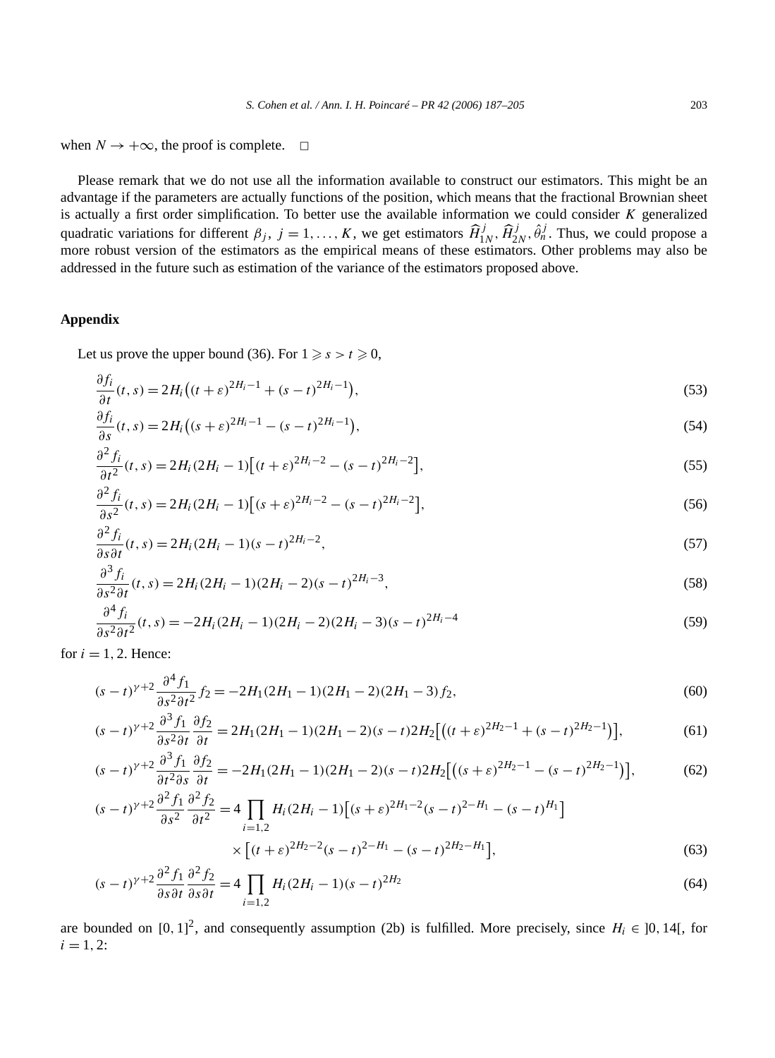when $N \to +\infty$, the proof is complete. $\square$

Please remark that we do not use all the information available to construct our estimators. This might be an advantage if the parameters are actually functions of the position, which means that the fractional Brownian sheet is actually a first order simplification. To better use the available information we could consider $K$ generalized quadratic variations for different $\beta_j$, $j = 1, \ldots, K$, we get estimators $\widehat{H}_{1N}^j, \widehat{H}_{2N}^j, \hat{\theta}_n^j$. Thus, we could propose a more robust version of the estimators as the empirical means of these estimators. Other problems may also be addressed in the future such as estimation of the variance of the estimators proposed above.

## Appendix

Let us prove the upper bound (36). For $1 \geqslant s > t \geqslant 0$,

$$\frac{\partial f_i}{\partial t}(t,s) = 2H_i\big((t+\varepsilon)^{2H_i-1} + (s-t)^{2H_i-1}\big), \tag{53}$$

$$\frac{\partial f_i}{\partial s}(t,s) = 2H_i\big((s+\varepsilon)^{2H_i-1} - (s-t)^{2H_i-1}\big), \tag{54}$$

$$\frac{\partial^2 f_i}{\partial t^2}(t,s) = 2H_i(2H_i-1)\big[(t+\varepsilon)^{2H_i-2} - (s-t)^{2H_i-2}\big], \tag{55}$$

$$\frac{\partial^2 f_i}{\partial s^2}(t,s) = 2H_i(2H_i-1)\big[(s+\varepsilon)^{2H_i-2} - (s-t)^{2H_i-2}\big], \tag{56}$$

$$\frac{\partial^2 f_i}{\partial s \partial t}(t,s) = 2H_i(2H_i-1)(s-t)^{2H_i-2}, \tag{57}$$

$$\frac{\partial^3 f_i}{\partial s^2 \partial t}(t,s) = 2H_i(2H_i-1)(2H_i-2)(s-t)^{2H_i-3}, \tag{58}$$

$$\frac{\partial^4 f_i}{\partial s^2 \partial t^2}(t,s) = -2H_i(2H_i-1)(2H_i-2)(2H_i-3)(s-t)^{2H_i-4} \tag{59}$$

for $i = 1, 2$. Hence:

$$(s-t)^{\gamma+2}\frac{\partial^4 f_1}{\partial s^2 \partial t^2} f_2 = -2H_1(2H_1-1)(2H_1-2)(2H_1-3) f_2, \tag{60}$$

$$(s-t)^{\gamma+2}\frac{\partial^3 f_1}{\partial s^2 \partial t}\frac{\partial f_2}{\partial t} = 2H_1(2H_1-1)(2H_1-2)(s-t)2H_2\big[\big((t+\varepsilon)^{2H_2-1} + (s-t)^{2H_2-1}\big)\big], \tag{61}$$

$$(s-t)^{\gamma+2}\frac{\partial^3 f_1}{\partial t^2 \partial s}\frac{\partial f_2}{\partial t} = -2H_1(2H_1-1)(2H_1-2)(s-t)2H_2\big[\big((s+\varepsilon)^{2H_2-1} - (s-t)^{2H_2-1}\big)\big], \tag{62}$$

$$\begin{aligned}(s-t)^{\gamma+2}\frac{\partial^2 f_1}{\partial s^2}\frac{\partial^2 f_2}{\partial t^2} = 4\prod_{i=1,2} H_i(2H_i-1)&\big[(s+\varepsilon)^{2H_1-2}(s-t)^{2-H_1} - (s-t)^{H_1}\big] \\ &\times \big[(t+\varepsilon)^{2H_2-2}(s-t)^{2-H_1} - (s-t)^{2H_2-H_1}\big],\end{aligned} \tag{63}$$

$$(s-t)^{\gamma+2}\frac{\partial^2 f_1}{\partial s \partial t}\frac{\partial^2 f_2}{\partial s \partial t} = 4\prod_{i=1,2} H_i(2H_i-1)(s-t)^{2H_2} \tag{64}$$

are bounded on $[0,1]^2$, and consequently assumption (2b) is fulfilled. More precisely, since $H_i \in \,]0, 14[$, for $i = 1, 2$: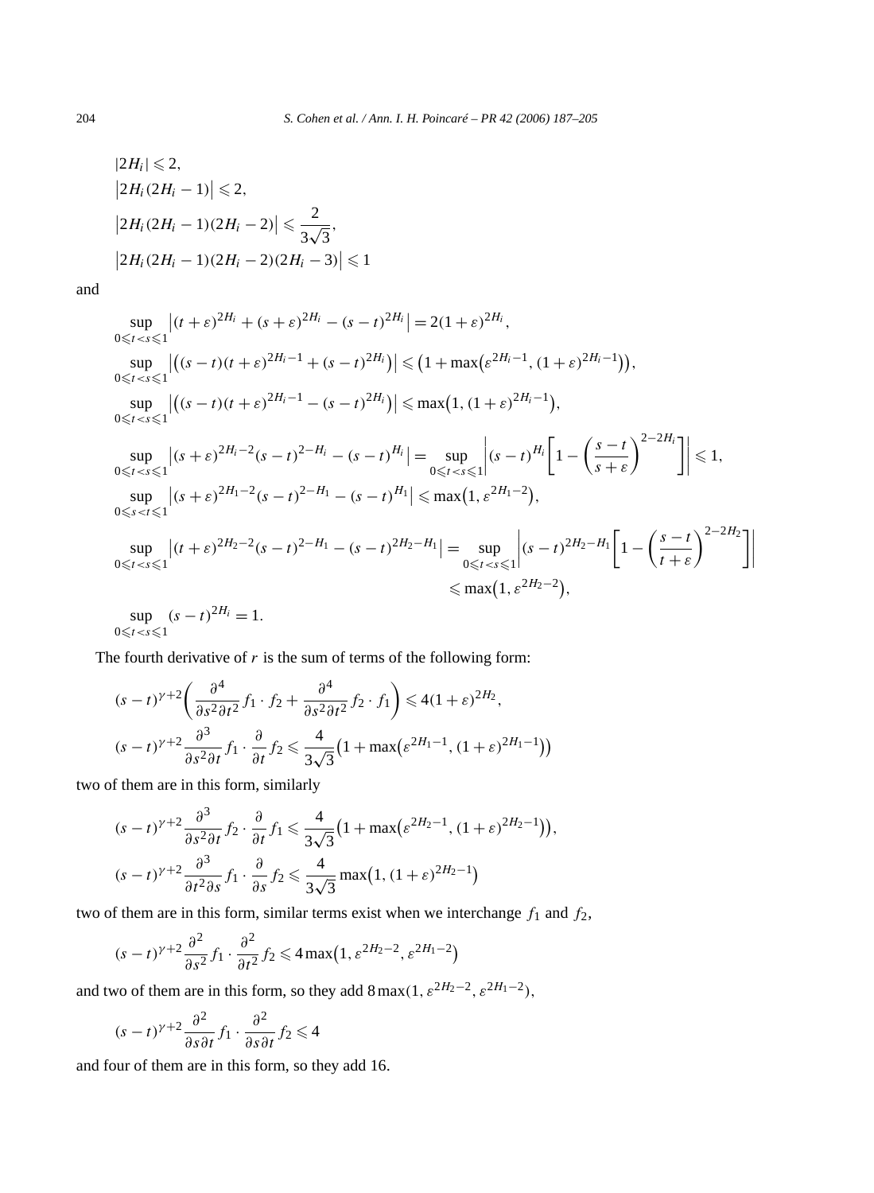$$
\begin{aligned}
&|2H_i| \leqslant 2,\\
&\bigl|2H_i(2H_i-1)\bigr| \leqslant 2,\\
&\bigl|2H_i(2H_i-1)(2H_i-2)\bigr| \leqslant \frac{2}{3\sqrt{3}},\\
&\bigl|2H_i(2H_i-1)(2H_i-2)(2H_i-3)\bigr| \leqslant 1
\end{aligned}
$$

and

$$
\begin{aligned}
&\sup_{0\leqslant t<s\leqslant 1}\bigl|(t+\varepsilon)^{2H_i}+(s+\varepsilon)^{2H_i}-(s-t)^{2H_i}\bigr| = 2(1+\varepsilon)^{2H_i},\\
&\sup_{0\leqslant t<s\leqslant 1}\bigl|\bigl((s-t)(t+\varepsilon)^{2H_i-1}+(s-t)^{2H_i}\bigr)\bigr| \leqslant \bigl(1+\max\bigl(\varepsilon^{2H_i-1},(1+\varepsilon)^{2H_i-1}\bigr)\bigr),\\
&\sup_{0\leqslant t<s\leqslant 1}\bigl|\bigl((s-t)(t+\varepsilon)^{2H_i-1}-(s-t)^{2H_i}\bigr)\bigr| \leqslant \max\bigl(1,(1+\varepsilon)^{2H_i-1}\bigr),\\
&\sup_{0\leqslant t<s\leqslant 1}\bigl|(s+\varepsilon)^{2H_i-2}(s-t)^{2-H_i}-(s-t)^{H_i}\bigr| = \sup_{0\leqslant t<s\leqslant 1}\left|(s-t)^{H_i}\left[1-\left(\frac{s-t}{s+\varepsilon}\right)^{2-2H_i}\right]\right| \leqslant 1,\\
&\sup_{0\leqslant s<t\leqslant 1}\bigl|(s+\varepsilon)^{2H_1-2}(s-t)^{2-H_1}-(s-t)^{H_1}\bigr| \leqslant \max\bigl(1,\varepsilon^{2H_1-2}\bigr),\\
&\sup_{0\leqslant t<s\leqslant 1}\bigl|(t+\varepsilon)^{2H_2-2}(s-t)^{2-H_1}-(s-t)^{2H_2-H_1}\bigr| = \sup_{0\leqslant t<s\leqslant 1}\left|(s-t)^{2H_2-H_1}\left[1-\left(\frac{s-t}{t+\varepsilon}\right)^{2-2H_2}\right]\right|\\
&\qquad\qquad\leqslant \max\bigl(1,\varepsilon^{2H_2-2}\bigr),\\
&\sup_{0\leqslant t<s\leqslant 1}(s-t)^{2H_i} = 1.
\end{aligned}
$$

The fourth derivative of $r$ is the sum of terms of the following form:

$$
\begin{aligned}
&(s-t)^{\gamma+2}\left(\frac{\partial^4}{\partial s^2\partial t^2}f_1\cdot f_2+\frac{\partial^4}{\partial s^2\partial t^2}f_2\cdot f_1\right) \leqslant 4(1+\varepsilon)^{2H_2},\\
&(s-t)^{\gamma+2}\frac{\partial^3}{\partial s^2\partial t}f_1\cdot\frac{\partial}{\partial t}f_2 \leqslant \frac{4}{3\sqrt{3}}\bigl(1+\max\bigl(\varepsilon^{2H_1-1},(1+\varepsilon)^{2H_1-1}\bigr)\bigr)
\end{aligned}
$$

two of them are in this form, similarly

$$
\begin{aligned}
&(s-t)^{\gamma+2}\frac{\partial^3}{\partial s^2\partial t}f_2\cdot\frac{\partial}{\partial t}f_1 \leqslant \frac{4}{3\sqrt{3}}\bigl(1+\max\bigl(\varepsilon^{2H_2-1},(1+\varepsilon)^{2H_2-1}\bigr)\bigr),\\
&(s-t)^{\gamma+2}\frac{\partial^3}{\partial t^2\partial s}f_1\cdot\frac{\partial}{\partial s}f_2 \leqslant \frac{4}{3\sqrt{3}}\max\bigl(1,(1+\varepsilon)^{2H_2-1}\bigr)
\end{aligned}
$$

two of them are in this form, similar terms exist when we interchange $f_1$ and $f_2$,

$$
(s-t)^{\gamma+2}\frac{\partial^2}{\partial s^2}f_1\cdot\frac{\partial^2}{\partial t^2}f_2 \leqslant 4\max\bigl(1,\varepsilon^{2H_2-2},\varepsilon^{2H_1-2}\bigr)
$$

and two of them are in this form, so they add $8\max(1,\varepsilon^{2H_2-2},\varepsilon^{2H_1-2})$,

$$
(s-t)^{\gamma+2}\frac{\partial^2}{\partial s\partial t}f_1\cdot\frac{\partial^2}{\partial s\partial t}f_2 \leqslant 4
$$

and four of them are in this form, so they add 16.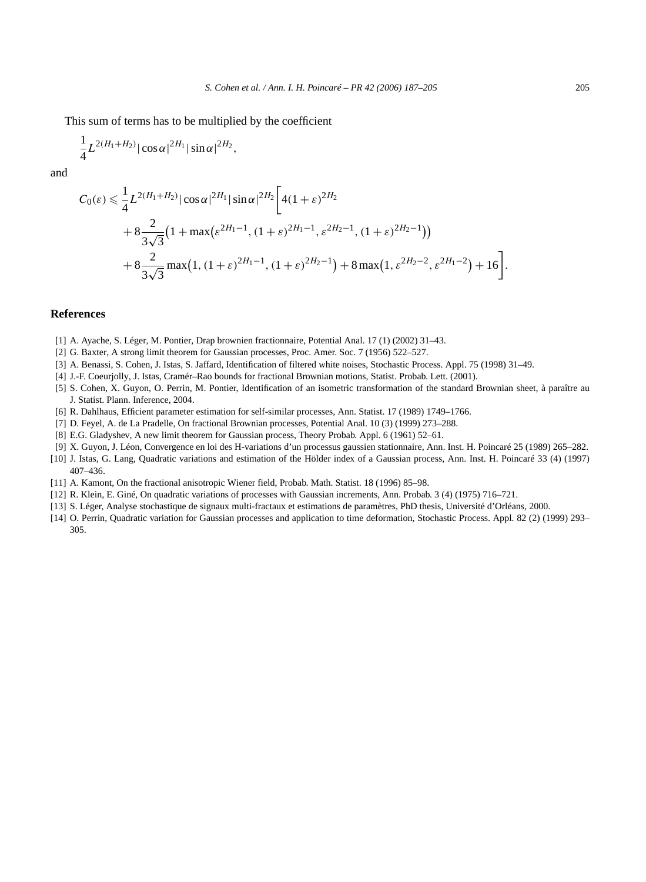This sum of terms has to be multiplied by the coefficient

$$\frac{1}{4}L^{2(H_1+H_2)}|\cos\alpha|^{2H_1}|\sin\alpha|^{2H_2},$$

and

$$\begin{aligned}
C_0(\varepsilon) \leqslant \frac{1}{4}L^{2(H_1+H_2)}|\cos\alpha|^{2H_1}|\sin\alpha|^{2H_2}\Bigg[&4(1+\varepsilon)^{2H_2} \\
&+ 8\frac{2}{3\sqrt{3}}\big(1+\max\big(\varepsilon^{2H_1-1},(1+\varepsilon)^{2H_1-1},\varepsilon^{2H_2-1},(1+\varepsilon)^{2H_2-1}\big)\big) \\
&+ 8\frac{2}{3\sqrt{3}}\max\big(1,(1+\varepsilon)^{2H_1-1},(1+\varepsilon)^{2H_2-1}\big) + 8\max\big(1,\varepsilon^{2H_2-2},\varepsilon^{2H_1-2}\big) + 16\Bigg].
\end{aligned}$$

## References

[1] A. Ayache, S. Léger, M. Pontier, Drap brownien fractionnaire, Potential Anal. 17 (1) (2002) 31–43.

[2] G. Baxter, A strong limit theorem for Gaussian processes, Proc. Amer. Soc. 7 (1956) 522–527.

[3] A. Benassi, S. Cohen, J. Istas, S. Jaffard, Identification of filtered white noises, Stochastic Process. Appl. 75 (1998) 31–49.

[4] J.-F. Coeurjolly, J. Istas, Cramér–Rao bounds for fractional Brownian motions, Statist. Probab. Lett. (2001).

[5] S. Cohen, X. Guyon, O. Perrin, M. Pontier, Identification of an isometric transformation of the standard Brownian sheet, à paraître au J. Statist. Plann. Inference, 2004.

[6] R. Dahlhaus, Efficient parameter estimation for self-similar processes, Ann. Statist. 17 (1989) 1749–1766.

[7] D. Feyel, A. de La Pradelle, On fractional Brownian processes, Potential Anal. 10 (3) (1999) 273–288.

[8] E.G. Gladyshev, A new limit theorem for Gaussian process, Theory Probab. Appl. 6 (1961) 52–61.

[9] X. Guyon, J. Léon, Convergence en loi des H-variations d'un processus gaussien stationnaire, Ann. Inst. H. Poincaré 25 (1989) 265–282.

[10] J. Istas, G. Lang, Quadratic variations and estimation of the Hölder index of a Gaussian process, Ann. Inst. H. Poincaré 33 (4) (1997) 407–436.

[11] A. Kamont, On the fractional anisotropic Wiener field, Probab. Math. Statist. 18 (1996) 85–98.

[12] R. Klein, E. Giné, On quadratic variations of processes with Gaussian increments, Ann. Probab. 3 (4) (1975) 716–721.

[13] S. Léger, Analyse stochastique de signaux multi-fractaux et estimations de paramètres, PhD thesis, Université d'Orléans, 2000.

[14] O. Perrin, Quadratic variation for Gaussian processes and application to time deformation, Stochastic Process. Appl. 82 (2) (1999) 293–305.